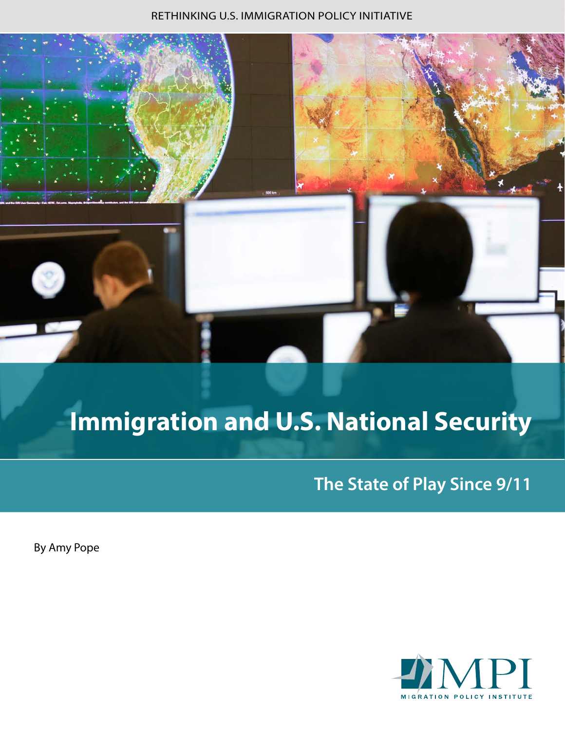RETHINKING U.S. IMMIGRATION POLICY INITIATIVE

# Immigration and U.S. National Security

## The State of Play Since 9/11

By Amy Pope

MPI
MIGRATION POLICY INSTITUTE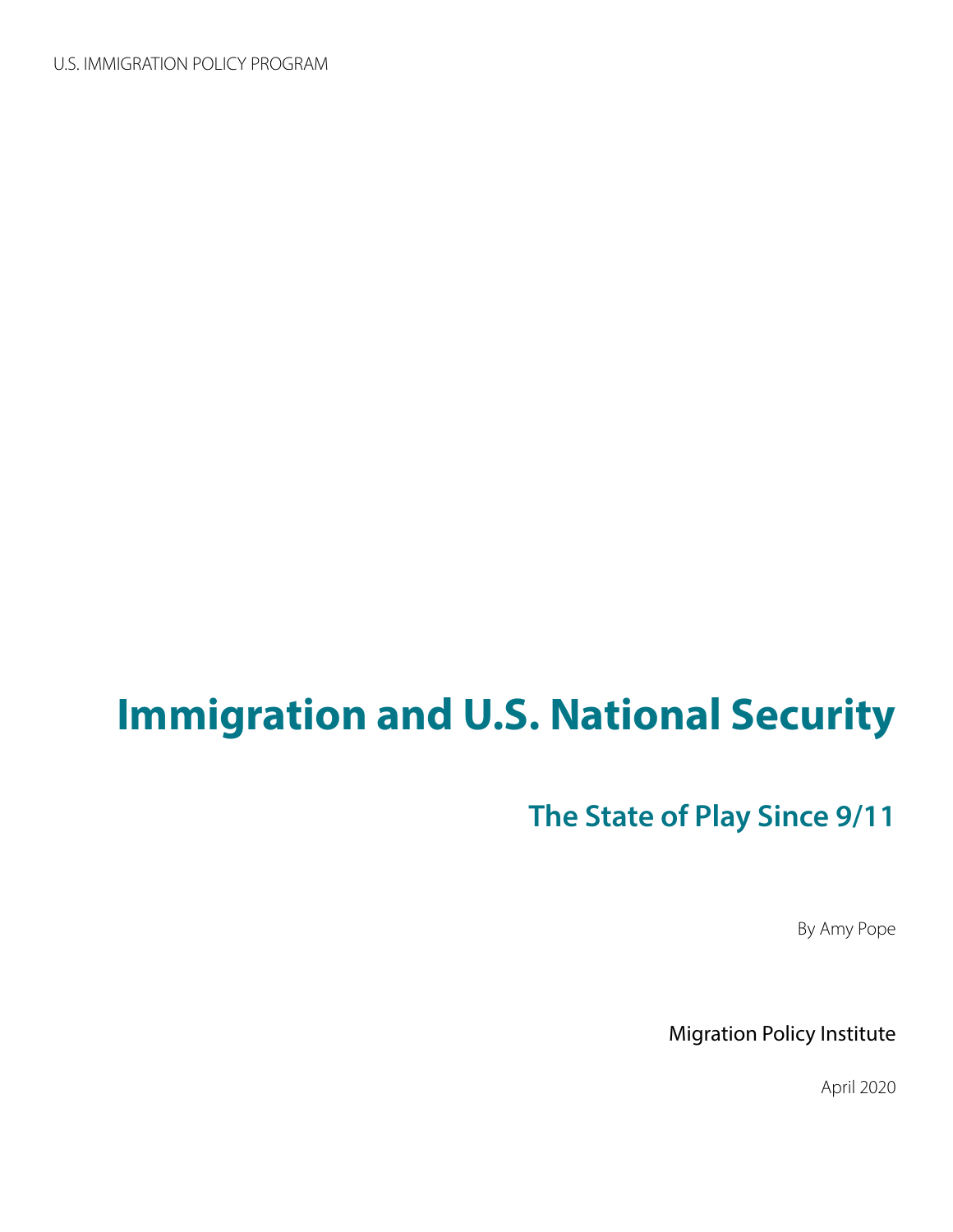U.S. IMMIGRATION POLICY PROGRAM

# Immigration and U.S. National Security

## The State of Play Since 9/11

By Amy Pope

Migration Policy Institute

April 2020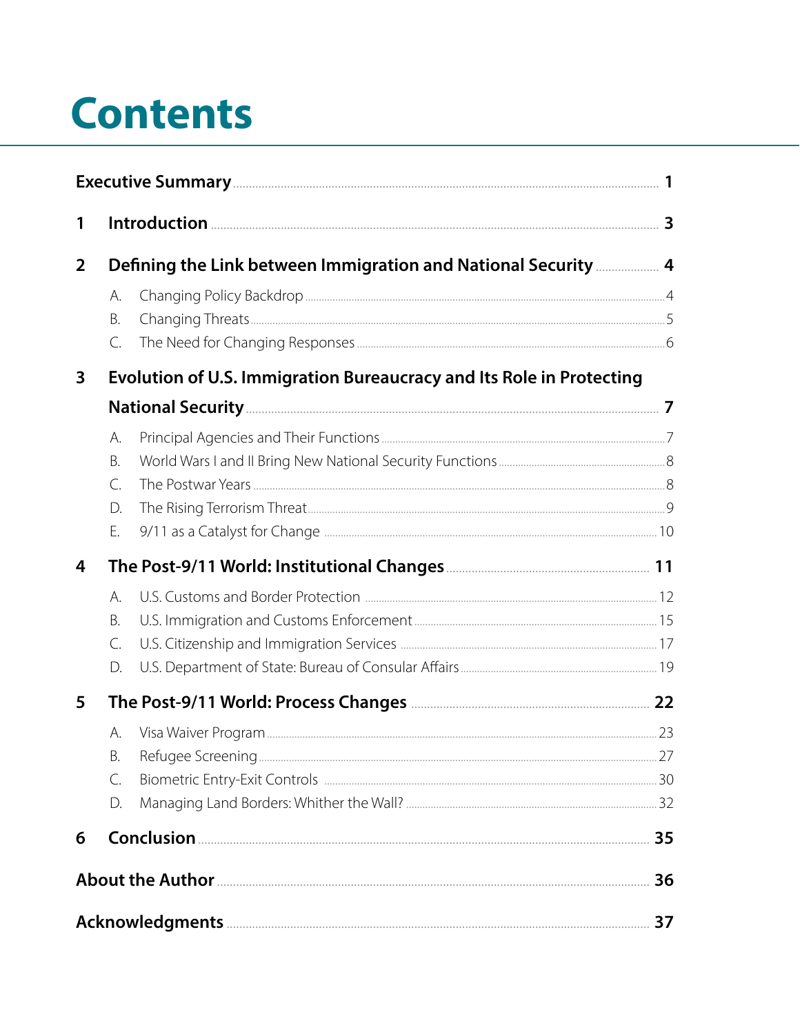# Contents

**Executive Summary** ..... **1**

**1 Introduction** ..... **3**

**2 Defining the Link between Immigration and National Security** ..... **4**

- A. Changing Policy Backdrop ..... 4
- B. Changing Threats ..... 5
- C. The Need for Changing Responses ..... 6

**3 Evolution of U.S. Immigration Bureaucracy and Its Role in Protecting National Security** ..... **7**

- A. Principal Agencies and Their Functions ..... 7
- B. World Wars I and II Bring New National Security Functions ..... 8
- C. The Postwar Years ..... 8
- D. The Rising Terrorism Threat ..... 9
- E. 9/11 as a Catalyst for Change ..... 10

**4 The Post-9/11 World: Institutional Changes** ..... **11**

- A. U.S. Customs and Border Protection ..... 12
- B. U.S. Immigration and Customs Enforcement ..... 15
- C. U.S. Citizenship and Immigration Services ..... 17
- D. U.S. Department of State: Bureau of Consular Affairs ..... 19

**5 The Post-9/11 World: Process Changes** ..... **22**

- A. Visa Waiver Program ..... 23
- B. Refugee Screening ..... 27
- C. Biometric Entry-Exit Controls ..... 30
- D. Managing Land Borders: Whither the Wall? ..... 32

**6 Conclusion** ..... **35**

**About the Author** ..... **36**

**Acknowledgments** ..... **37**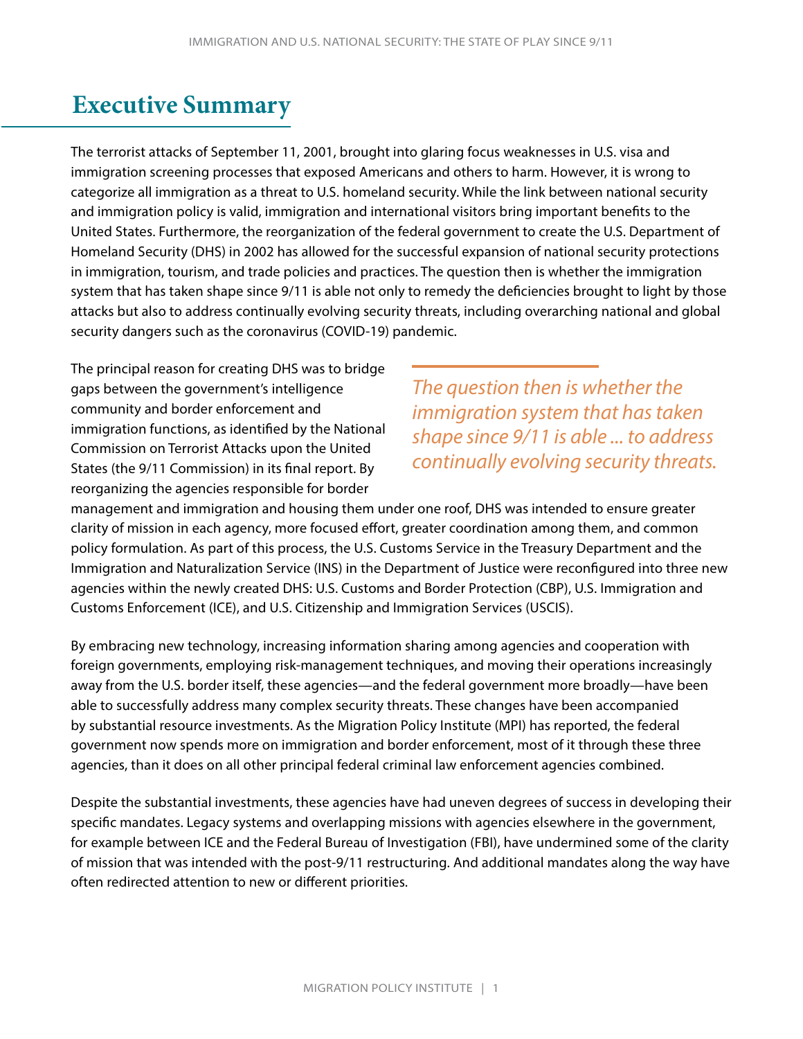# Executive Summary

The terrorist attacks of September 11, 2001, brought into glaring focus weaknesses in U.S. visa and immigration screening processes that exposed Americans and others to harm. However, it is wrong to categorize all immigration as a threat to U.S. homeland security. While the link between national security and immigration policy is valid, immigration and international visitors bring important benefits to the United States. Furthermore, the reorganization of the federal government to create the U.S. Department of Homeland Security (DHS) in 2002 has allowed for the successful expansion of national security protections in immigration, tourism, and trade policies and practices. The question then is whether the immigration system that has taken shape since 9/11 is able not only to remedy the deficiencies brought to light by those attacks but also to address continually evolving security threats, including overarching national and global security dangers such as the coronavirus (COVID-19) pandemic.

> *The question then is whether the immigration system that has taken shape since 9/11 is able ... to address continually evolving security threats.*

The principal reason for creating DHS was to bridge gaps between the government's intelligence community and border enforcement and immigration functions, as identified by the National Commission on Terrorist Attacks upon the United States (the 9/11 Commission) in its final report. By reorganizing the agencies responsible for border management and immigration and housing them under one roof, DHS was intended to ensure greater clarity of mission in each agency, more focused effort, greater coordination among them, and common policy formulation. As part of this process, the U.S. Customs Service in the Treasury Department and the Immigration and Naturalization Service (INS) in the Department of Justice were reconfigured into three new agencies within the newly created DHS: U.S. Customs and Border Protection (CBP), U.S. Immigration and Customs Enforcement (ICE), and U.S. Citizenship and Immigration Services (USCIS).

By embracing new technology, increasing information sharing among agencies and cooperation with foreign governments, employing risk-management techniques, and moving their operations increasingly away from the U.S. border itself, these agencies—and the federal government more broadly—have been able to successfully address many complex security threats. These changes have been accompanied by substantial resource investments. As the Migration Policy Institute (MPI) has reported, the federal government now spends more on immigration and border enforcement, most of it through these three agencies, than it does on all other principal federal criminal law enforcement agencies combined.

Despite the substantial investments, these agencies have had uneven degrees of success in developing their specific mandates. Legacy systems and overlapping missions with agencies elsewhere in the government, for example between ICE and the Federal Bureau of Investigation (FBI), have undermined some of the clarity of mission that was intended with the post-9/11 restructuring. And additional mandates along the way have often redirected attention to new or different priorities.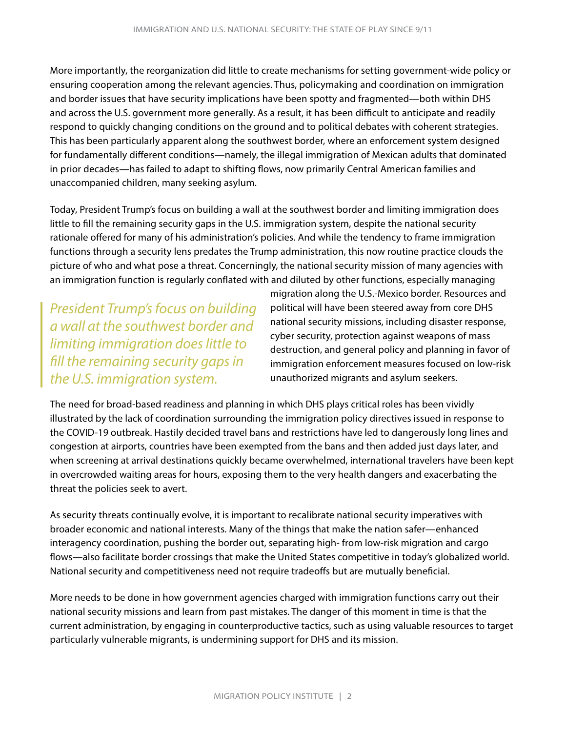More importantly, the reorganization did little to create mechanisms for setting government-wide policy or ensuring cooperation among the relevant agencies. Thus, policymaking and coordination on immigration and border issues that have security implications have been spotty and fragmented—both within DHS and across the U.S. government more generally. As a result, it has been difficult to anticipate and readily respond to quickly changing conditions on the ground and to political debates with coherent strategies. This has been particularly apparent along the southwest border, where an enforcement system designed for fundamentally different conditions—namely, the illegal immigration of Mexican adults that dominated in prior decades—has failed to adapt to shifting flows, now primarily Central American families and unaccompanied children, many seeking asylum.

Today, President Trump's focus on building a wall at the southwest border and limiting immigration does little to fill the remaining security gaps in the U.S. immigration system, despite the national security rationale offered for many of his administration's policies. And while the tendency to frame immigration functions through a security lens predates the Trump administration, this now routine practice clouds the picture of who and what pose a threat. Concerningly, the national security mission of many agencies with an immigration function is regularly conflated with and diluted by other functions, especially managing migration along the U.S.-Mexico border. Resources and political will have been steered away from core DHS national security missions, including disaster response, cyber security, protection against weapons of mass destruction, and general policy and planning in favor of immigration enforcement measures focused on low-risk unauthorized migrants and asylum seekers.

> *President Trump's focus on building a wall at the southwest border and limiting immigration does little to fill the remaining security gaps in the U.S. immigration system.*

The need for broad-based readiness and planning in which DHS plays critical roles has been vividly illustrated by the lack of coordination surrounding the immigration policy directives issued in response to the COVID-19 outbreak. Hastily decided travel bans and restrictions have led to dangerously long lines and congestion at airports, countries have been exempted from the bans and then added just days later, and when screening at arrival destinations quickly became overwhelmed, international travelers have been kept in overcrowded waiting areas for hours, exposing them to the very health dangers and exacerbating the threat the policies seek to avert.

As security threats continually evolve, it is important to recalibrate national security imperatives with broader economic and national interests. Many of the things that make the nation safer—enhanced interagency coordination, pushing the border out, separating high- from low-risk migration and cargo flows—also facilitate border crossings that make the United States competitive in today's globalized world. National security and competitiveness need not require tradeoffs but are mutually beneficial.

More needs to be done in how government agencies charged with immigration functions carry out their national security missions and learn from past mistakes. The danger of this moment in time is that the current administration, by engaging in counterproductive tactics, such as using valuable resources to target particularly vulnerable migrants, is undermining support for DHS and its mission.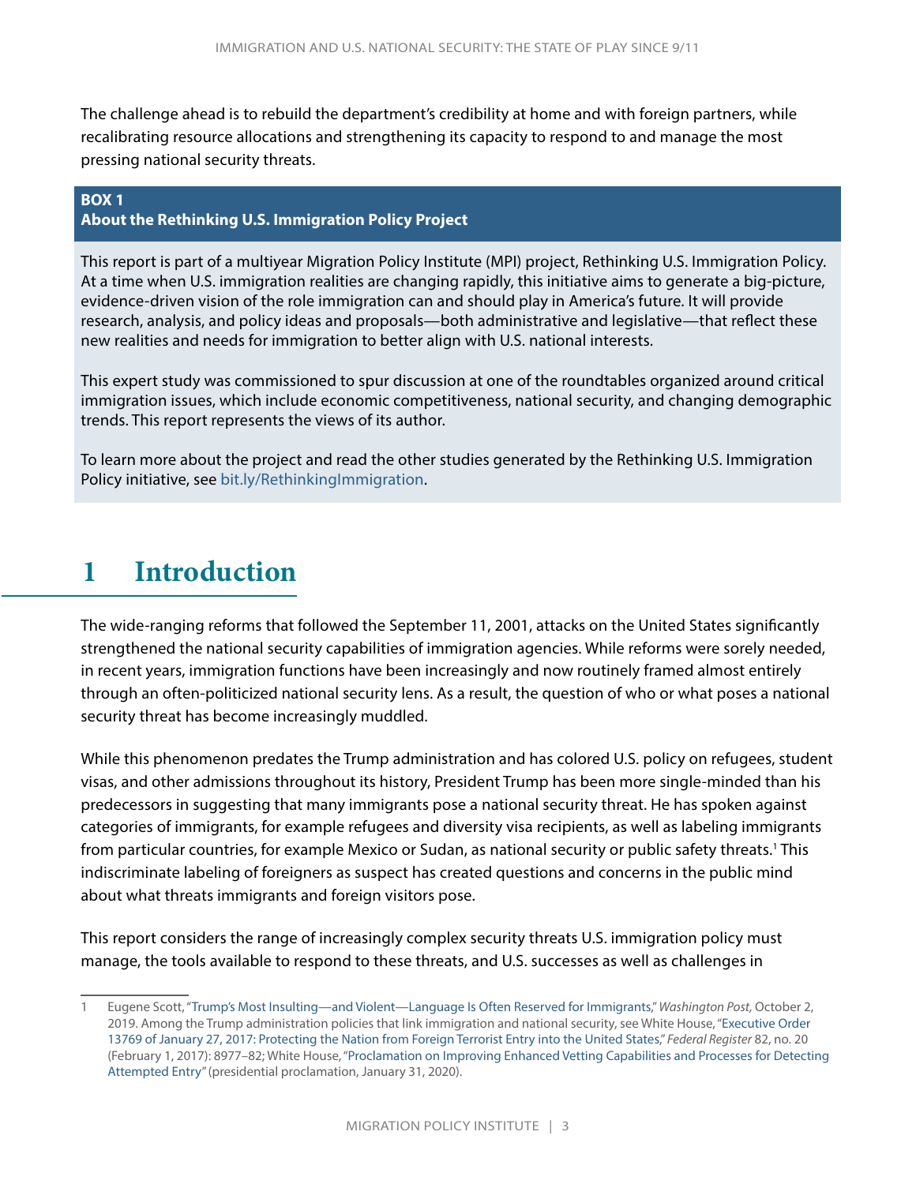The challenge ahead is to rebuild the department's credibility at home and with foreign partners, while recalibrating resource allocations and strengthening its capacity to respond to and manage the most pressing national security threats.

**BOX 1**
**About the Rethinking U.S. Immigration Policy Project**

This report is part of a multiyear Migration Policy Institute (MPI) project, Rethinking U.S. Immigration Policy. At a time when U.S. immigration realities are changing rapidly, this initiative aims to generate a big-picture, evidence-driven vision of the role immigration can and should play in America's future. It will provide research, analysis, and policy ideas and proposals—both administrative and legislative—that reflect these new realities and needs for immigration to better align with U.S. national interests.

This expert study was commissioned to spur discussion at one of the roundtables organized around critical immigration issues, which include economic competitiveness, national security, and changing demographic trends. This report represents the views of its author.

To learn more about the project and read the other studies generated by the Rethinking U.S. Immigration Policy initiative, see bit.ly/RethinkingImmigration.

# 1 Introduction

The wide-ranging reforms that followed the September 11, 2001, attacks on the United States significantly strengthened the national security capabilities of immigration agencies. While reforms were sorely needed, in recent years, immigration functions have been increasingly and now routinely framed almost entirely through an often-politicized national security lens. As a result, the question of who or what poses a national security threat has become increasingly muddled.

While this phenomenon predates the Trump administration and has colored U.S. policy on refugees, student visas, and other admissions throughout its history, President Trump has been more single-minded than his predecessors in suggesting that many immigrants pose a national security threat. He has spoken against categories of immigrants, for example refugees and diversity visa recipients, as well as labeling immigrants from particular countries, for example Mexico or Sudan, as national security or public safety threats.[1] This indiscriminate labeling of foreigners as suspect has created questions and concerns in the public mind about what threats immigrants and foreign visitors pose.

This report considers the range of increasingly complex security threats U.S. immigration policy must manage, the tools available to respond to these threats, and U.S. successes as well as challenges in

1 Eugene Scott, "Trump's Most Insulting—and Violent—Language Is Often Reserved for Immigrants," *Washington Post*, October 2, 2019. Among the Trump administration policies that link immigration and national security, see White House, "Executive Order 13769 of January 27, 2017: Protecting the Nation from Foreign Terrorist Entry into the United States," *Federal Register* 82, no. 20 (February 1, 2017): 8977–82; White House, "Proclamation on Improving Enhanced Vetting Capabilities and Processes for Detecting Attempted Entry" (presidential proclamation, January 31, 2020).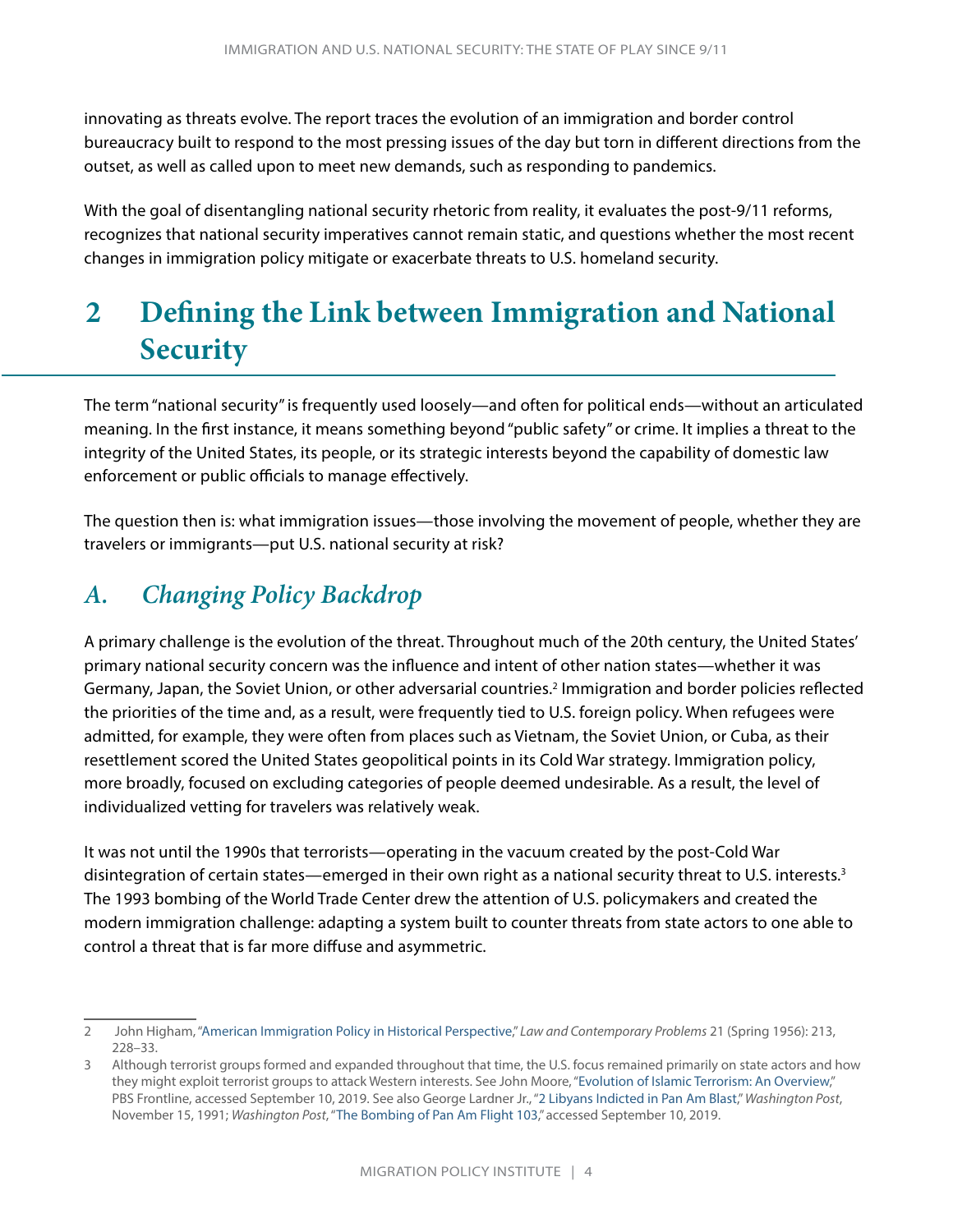innovating as threats evolve. The report traces the evolution of an immigration and border control bureaucracy built to respond to the most pressing issues of the day but torn in different directions from the outset, as well as called upon to meet new demands, such as responding to pandemics.

With the goal of disentangling national security rhetoric from reality, it evaluates the post-9/11 reforms, recognizes that national security imperatives cannot remain static, and questions whether the most recent changes in immigration policy mitigate or exacerbate threats to U.S. homeland security.

# 2 Defining the Link between Immigration and National Security

The term "national security" is frequently used loosely—and often for political ends—without an articulated meaning. In the first instance, it means something beyond "public safety" or crime. It implies a threat to the integrity of the United States, its people, or its strategic interests beyond the capability of domestic law enforcement or public officials to manage effectively.

The question then is: what immigration issues—those involving the movement of people, whether they are travelers or immigrants—put U.S. national security at risk?

## *A. Changing Policy Backdrop*

A primary challenge is the evolution of the threat. Throughout much of the 20th century, the United States' primary national security concern was the influence and intent of other nation states—whether it was Germany, Japan, the Soviet Union, or other adversarial countries.[2] Immigration and border policies reflected the priorities of the time and, as a result, were frequently tied to U.S. foreign policy. When refugees were admitted, for example, they were often from places such as Vietnam, the Soviet Union, or Cuba, as their resettlement scored the United States geopolitical points in its Cold War strategy. Immigration policy, more broadly, focused on excluding categories of people deemed undesirable. As a result, the level of individualized vetting for travelers was relatively weak.

It was not until the 1990s that terrorists—operating in the vacuum created by the post-Cold War disintegration of certain states—emerged in their own right as a national security threat to U.S. interests.[3] The 1993 bombing of the World Trade Center drew the attention of U.S. policymakers and created the modern immigration challenge: adapting a system built to counter threats from state actors to one able to control a threat that is far more diffuse and asymmetric.

---

2 John Higham, "American Immigration Policy in Historical Perspective," *Law and Contemporary Problems* 21 (Spring 1956): 213, 228–33.

3 Although terrorist groups formed and expanded throughout that time, the U.S. focus remained primarily on state actors and how they might exploit terrorist groups to attack Western interests. See John Moore, "Evolution of Islamic Terrorism: An Overview," PBS Frontline, accessed September 10, 2019. See also George Lardner Jr., "2 Libyans Indicted in Pan Am Blast," *Washington Post*, November 15, 1991; *Washington Post*, "The Bombing of Pan Am Flight 103," accessed September 10, 2019.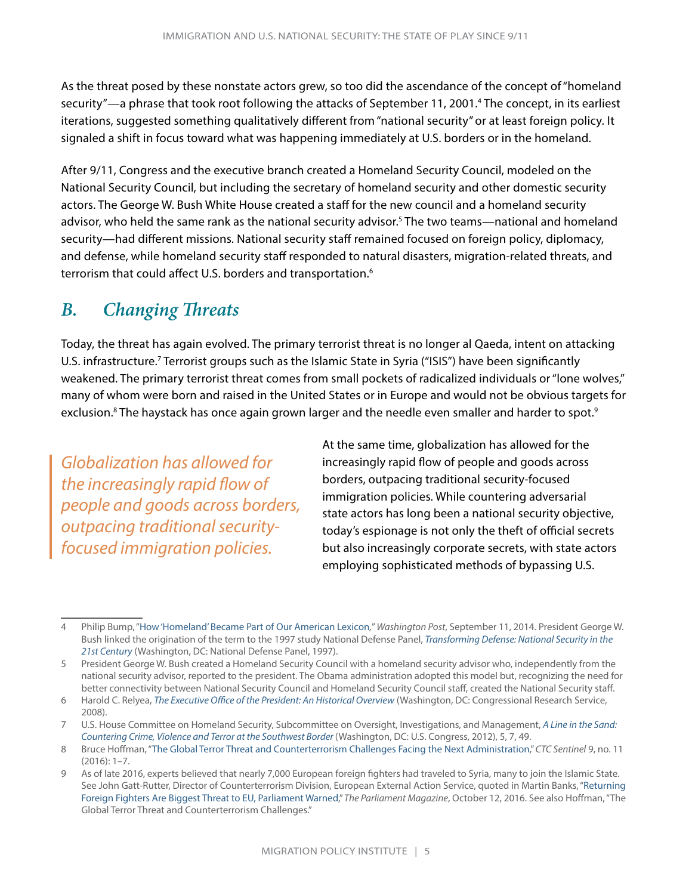As the threat posed by these nonstate actors grew, so too did the ascendance of the concept of "homeland security"—a phrase that took root following the attacks of September 11, 2001.[4] The concept, in its earliest iterations, suggested something qualitatively different from "national security" or at least foreign policy. It signaled a shift in focus toward what was happening immediately at U.S. borders or in the homeland.

After 9/11, Congress and the executive branch created a Homeland Security Council, modeled on the National Security Council, but including the secretary of homeland security and other domestic security actors. The George W. Bush White House created a staff for the new council and a homeland security advisor, who held the same rank as the national security advisor.[5] The two teams—national and homeland security—had different missions. National security staff remained focused on foreign policy, diplomacy, and defense, while homeland security staff responded to natural disasters, migration-related threats, and terrorism that could affect U.S. borders and transportation.[6]

## B. Changing Threats

Today, the threat has again evolved. The primary terrorist threat is no longer al Qaeda, intent on attacking U.S. infrastructure.[7] Terrorist groups such as the Islamic State in Syria ("ISIS") have been significantly weakened. The primary terrorist threat comes from small pockets of radicalized individuals or "lone wolves," many of whom were born and raised in the United States or in Europe and would not be obvious targets for exclusion.[8] The haystack has once again grown larger and the needle even smaller and harder to spot.[9]

> *Globalization has allowed for the increasingly rapid flow of people and goods across borders, outpacing traditional security-focused immigration policies.*

At the same time, globalization has allowed for the increasingly rapid flow of people and goods across borders, outpacing traditional security-focused immigration policies. While countering adversarial state actors has long been a national security objective, today's espionage is not only the theft of official secrets but also increasingly corporate secrets, with state actors employing sophisticated methods of bypassing U.S.

---

4 Philip Bump, "How 'Homeland' Became Part of Our American Lexicon," *Washington Post*, September 11, 2014. President George W. Bush linked the origination of the term to the 1997 study National Defense Panel, *Transforming Defense: National Security in the 21st Century* (Washington, DC: National Defense Panel, 1997).

5 President George W. Bush created a Homeland Security Council with a homeland security advisor who, independently from the national security advisor, reported to the president. The Obama administration adopted this model but, recognizing the need for better connectivity between National Security Council and Homeland Security Council staff, created the National Security staff.

6 Harold C. Relyea, *The Executive Office of the President: An Historical Overview* (Washington, DC: Congressional Research Service, 2008).

7 U.S. House Committee on Homeland Security, Subcommittee on Oversight, Investigations, and Management, *A Line in the Sand: Countering Crime, Violence and Terror at the Southwest Border* (Washington, DC: U.S. Congress, 2012), 5, 7, 49.

8 Bruce Hoffman, "The Global Terror Threat and Counterterrorism Challenges Facing the Next Administration," *CTC Sentinel* 9, no. 11 (2016): 1–7.

9 As of late 2016, experts believed that nearly 7,000 European foreign fighters had traveled to Syria, many to join the Islamic State. See John Gatt-Rutter, Director of Counterterrorism Division, European External Action Service, quoted in Martin Banks, "Returning Foreign Fighters Are Biggest Threat to EU, Parliament Warned," *The Parliament Magazine*, October 12, 2016. See also Hoffman, "The Global Terror Threat and Counterterrorism Challenges."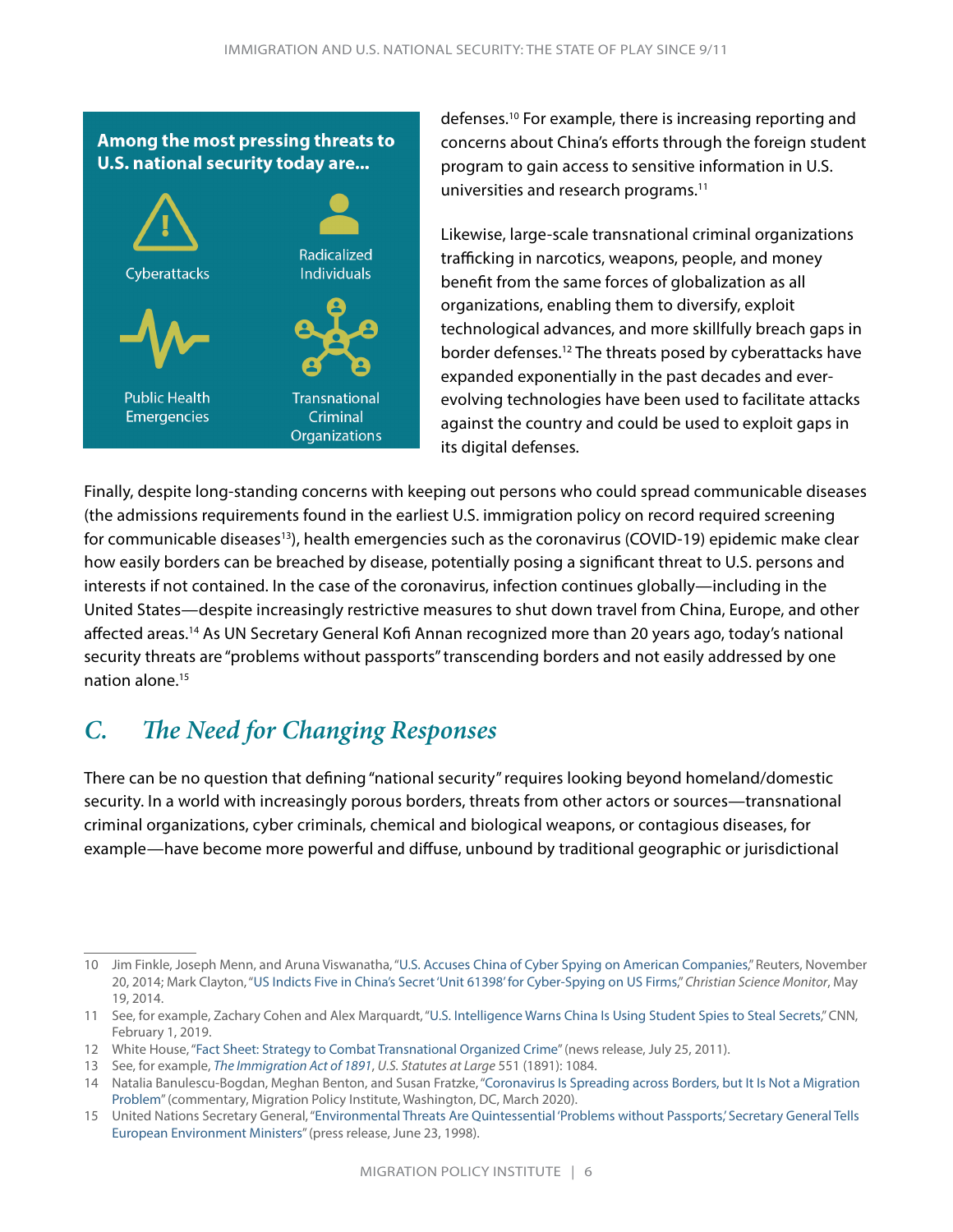**Among the most pressing threats to U.S. national security today are...**

- Cyberattacks
- Radicalized Individuals
- Public Health Emergencies
- Transnational Criminal Organizations

defenses.[10] For example, there is increasing reporting and concerns about China's efforts through the foreign student program to gain access to sensitive information in U.S. universities and research programs.[11]

Likewise, large-scale transnational criminal organizations trafficking in narcotics, weapons, people, and money benefit from the same forces of globalization as all organizations, enabling them to diversify, exploit technological advances, and more skillfully breach gaps in border defenses.[12] The threats posed by cyberattacks have expanded exponentially in the past decades and ever-evolving technologies have been used to facilitate attacks against the country and could be used to exploit gaps in its digital defenses.

Finally, despite long-standing concerns with keeping out persons who could spread communicable diseases (the admissions requirements found in the earliest U.S. immigration policy on record required screening for communicable diseases[13]), health emergencies such as the coronavirus (COVID-19) epidemic make clear how easily borders can be breached by disease, potentially posing a significant threat to U.S. persons and interests if not contained. In the case of the coronavirus, infection continues globally—including in the United States—despite increasingly restrictive measures to shut down travel from China, Europe, and other affected areas.[14] As UN Secretary General Kofi Annan recognized more than 20 years ago, today's national security threats are "problems without passports" transcending borders and not easily addressed by one nation alone.[15]

## C. *The Need for Changing Responses*

There can be no question that defining "national security" requires looking beyond homeland/domestic security. In a world with increasingly porous borders, threats from other actors or sources—transnational criminal organizations, cyber criminals, chemical and biological weapons, or contagious diseases, for example—have become more powerful and diffuse, unbound by traditional geographic or jurisdictional

---

10 Jim Finkle, Joseph Menn, and Aruna Viswanatha, "U.S. Accuses China of Cyber Spying on American Companies," Reuters, November 20, 2014; Mark Clayton, "US Indicts Five in China's Secret 'Unit 61398' for Cyber-Spying on US Firms," *Christian Science Monitor*, May 19, 2014.

11 See, for example, Zachary Cohen and Alex Marquardt, "U.S. Intelligence Warns China Is Using Student Spies to Steal Secrets," CNN, February 1, 2019.

12 White House, "Fact Sheet: Strategy to Combat Transnational Organized Crime" (news release, July 25, 2011).

13 See, for example, *The Immigration Act of 1891*, *U.S. Statutes at Large* 551 (1891): 1084.

14 Natalia Banulescu-Bogdan, Meghan Benton, and Susan Fratzke, "Coronavirus Is Spreading across Borders, but It Is Not a Migration Problem" (commentary, Migration Policy Institute, Washington, DC, March 2020).

15 United Nations Secretary General, "Environmental Threats Are Quintessential 'Problems without Passports,' Secretary General Tells European Environment Ministers" (press release, June 23, 1998).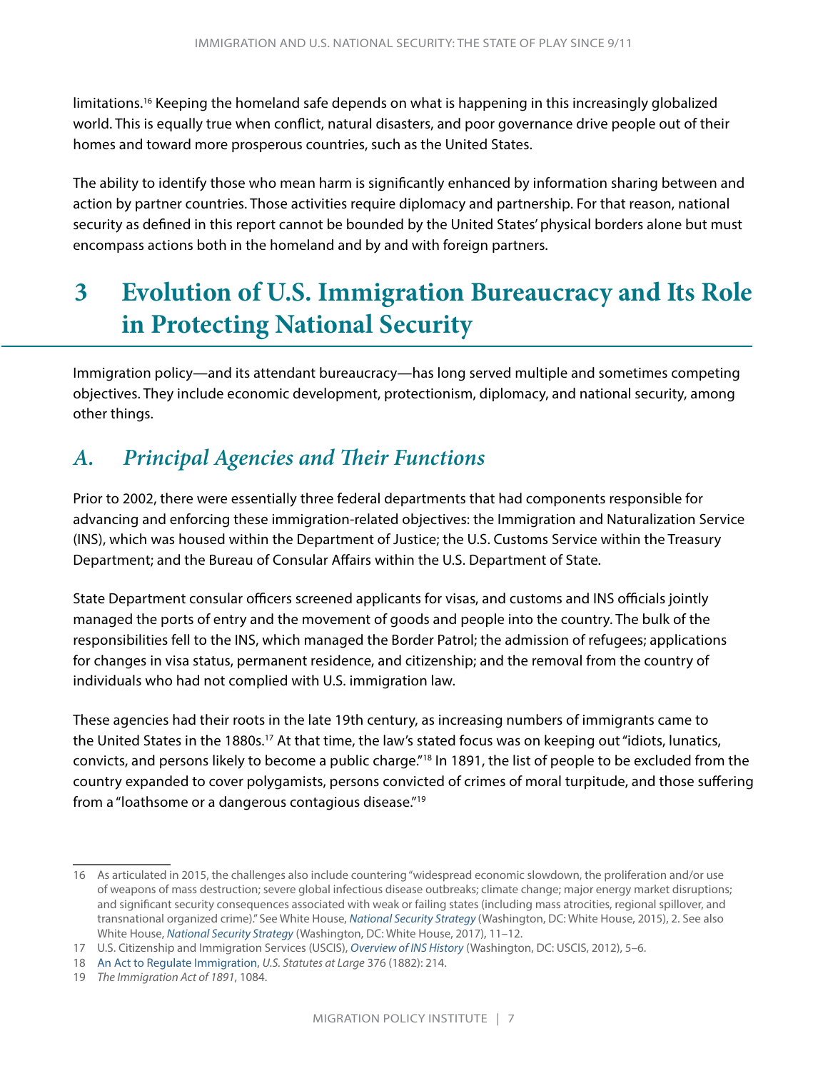limitations.[16] Keeping the homeland safe depends on what is happening in this increasingly globalized world. This is equally true when conflict, natural disasters, and poor governance drive people out of their homes and toward more prosperous countries, such as the United States.

The ability to identify those who mean harm is significantly enhanced by information sharing between and action by partner countries. Those activities require diplomacy and partnership. For that reason, national security as defined in this report cannot be bounded by the United States' physical borders alone but must encompass actions both in the homeland and by and with foreign partners.

# 3 Evolution of U.S. Immigration Bureaucracy and Its Role in Protecting National Security

Immigration policy—and its attendant bureaucracy—has long served multiple and sometimes competing objectives. They include economic development, protectionism, diplomacy, and national security, among other things.

## *A. Principal Agencies and Their Functions*

Prior to 2002, there were essentially three federal departments that had components responsible for advancing and enforcing these immigration-related objectives: the Immigration and Naturalization Service (INS), which was housed within the Department of Justice; the U.S. Customs Service within the Treasury Department; and the Bureau of Consular Affairs within the U.S. Department of State.

State Department consular officers screened applicants for visas, and customs and INS officials jointly managed the ports of entry and the movement of goods and people into the country. The bulk of the responsibilities fell to the INS, which managed the Border Patrol; the admission of refugees; applications for changes in visa status, permanent residence, and citizenship; and the removal from the country of individuals who had not complied with U.S. immigration law.

These agencies had their roots in the late 19th century, as increasing numbers of immigrants came to the United States in the 1880s.[17] At that time, the law's stated focus was on keeping out "idiots, lunatics, convicts, and persons likely to become a public charge."[18] In 1891, the list of people to be excluded from the country expanded to cover polygamists, persons convicted of crimes of moral turpitude, and those suffering from a "loathsome or a dangerous contagious disease."[19]

---

16 As articulated in 2015, the challenges also include countering "widespread economic slowdown, the proliferation and/or use of weapons of mass destruction; severe global infectious disease outbreaks; climate change; major energy market disruptions; and significant security consequences associated with weak or failing states (including mass atrocities, regional spillover, and transnational organized crime)." See White House, *National Security Strategy* (Washington, DC: White House, 2015), 2. See also White House, *National Security Strategy* (Washington, DC: White House, 2017), 11–12.

17 U.S. Citizenship and Immigration Services (USCIS), *Overview of INS History* (Washington, DC: USCIS, 2012), 5–6.

18 An Act to Regulate Immigration, *U.S. Statutes at Large* 376 (1882): 214.

19 *The Immigration Act of 1891*, 1084.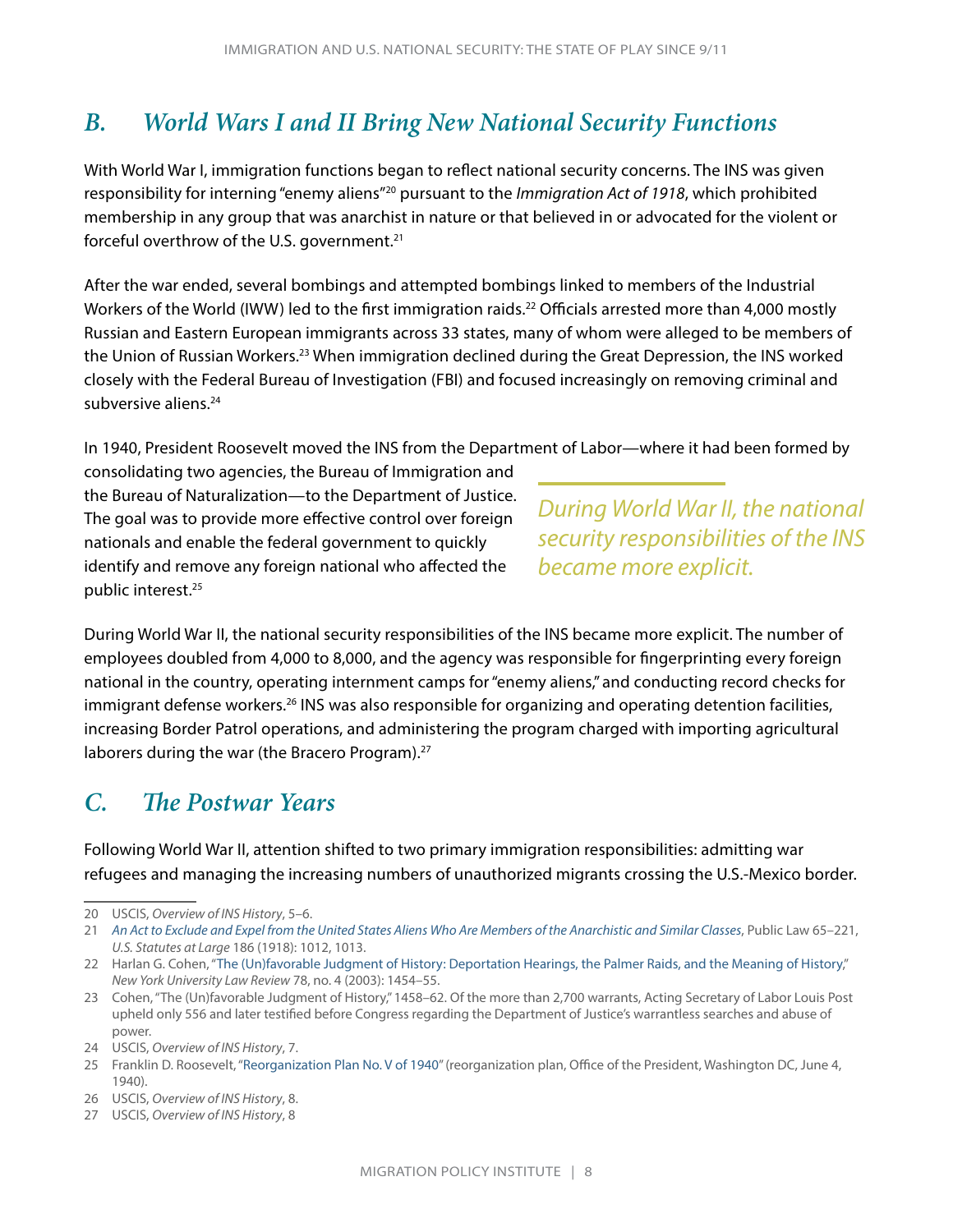## B. World Wars I and II Bring New National Security Functions

With World War I, immigration functions began to reflect national security concerns. The INS was given responsibility for interning "enemy aliens"[20] pursuant to the *Immigration Act of 1918*, which prohibited membership in any group that was anarchist in nature or that believed in or advocated for the violent or forceful overthrow of the U.S. government.[21]

After the war ended, several bombings and attempted bombings linked to members of the Industrial Workers of the World (IWW) led to the first immigration raids.[22] Officials arrested more than 4,000 mostly Russian and Eastern European immigrants across 33 states, many of whom were alleged to be members of the Union of Russian Workers.[23] When immigration declined during the Great Depression, the INS worked closely with the Federal Bureau of Investigation (FBI) and focused increasingly on removing criminal and subversive aliens.[24]

In 1940, President Roosevelt moved the INS from the Department of Labor—where it had been formed by consolidating two agencies, the Bureau of Immigration and the Bureau of Naturalization—to the Department of Justice. The goal was to provide more effective control over foreign nationals and enable the federal government to quickly identify and remove any foreign national who affected the public interest.[25]

*During World War II, the national security responsibilities of the INS became more explicit.*

During World War II, the national security responsibilities of the INS became more explicit. The number of employees doubled from 4,000 to 8,000, and the agency was responsible for fingerprinting every foreign national in the country, operating internment camps for "enemy aliens," and conducting record checks for immigrant defense workers.[26] INS was also responsible for organizing and operating detention facilities, increasing Border Patrol operations, and administering the program charged with importing agricultural laborers during the war (the Bracero Program).[27]

## C. The Postwar Years

Following World War II, attention shifted to two primary immigration responsibilities: admitting war refugees and managing the increasing numbers of unauthorized migrants crossing the U.S.-Mexico border.

---

20 USCIS, *Overview of INS History*, 5–6.

21 *An Act to Exclude and Expel from the United States Aliens Who Are Members of the Anarchistic and Similar Classes*, Public Law 65–221, *U.S. Statutes at Large* 186 (1918): 1012, 1013.

22 Harlan G. Cohen, "The (Un)favorable Judgment of History: Deportation Hearings, the Palmer Raids, and the Meaning of History," *New York University Law Review* 78, no. 4 (2003): 1454–55.

23 Cohen, "The (Un)favorable Judgment of History," 1458–62. Of the more than 2,700 warrants, Acting Secretary of Labor Louis Post upheld only 556 and later testified before Congress regarding the Department of Justice's warrantless searches and abuse of power.

24 USCIS, *Overview of INS History*, 7.

25 Franklin D. Roosevelt, "Reorganization Plan No. V of 1940" (reorganization plan, Office of the President, Washington DC, June 4, 1940).

26 USCIS, *Overview of INS History*, 8.

27 USCIS, *Overview of INS History*, 8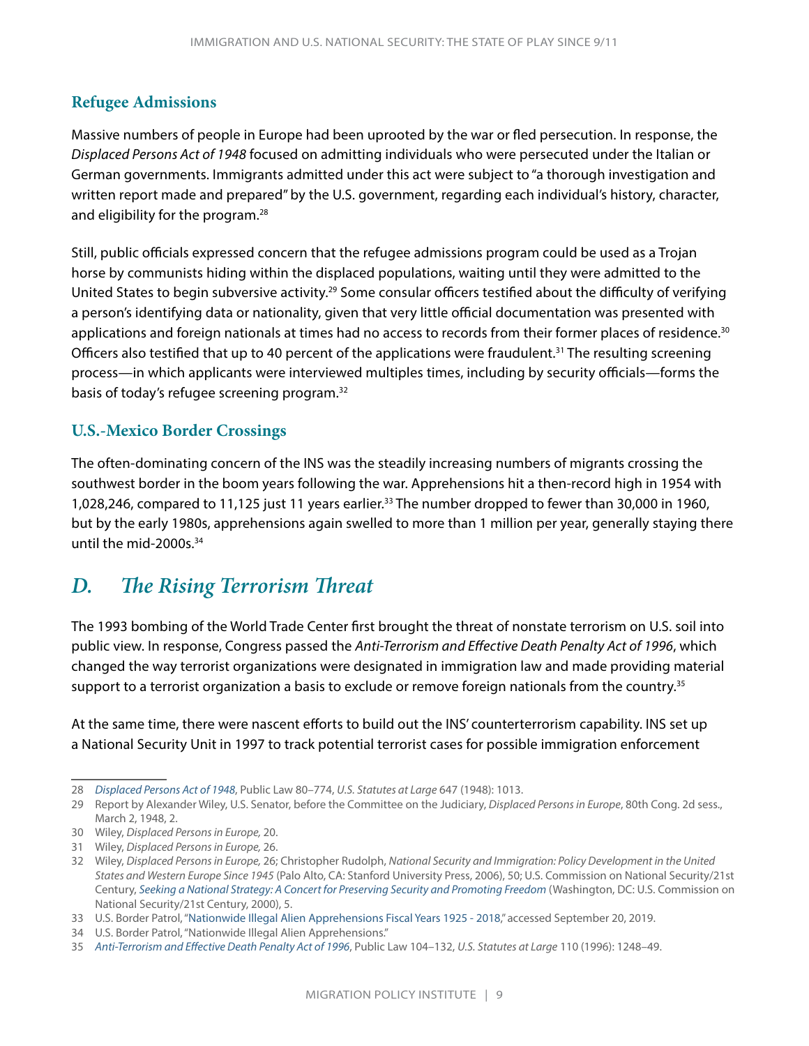### Refugee Admissions

Massive numbers of people in Europe had been uprooted by the war or fled persecution. In response, the *Displaced Persons Act of 1948* focused on admitting individuals who were persecuted under the Italian or German governments. Immigrants admitted under this act were subject to "a thorough investigation and written report made and prepared" by the U.S. government, regarding each individual's history, character, and eligibility for the program.[28]

Still, public officials expressed concern that the refugee admissions program could be used as a Trojan horse by communists hiding within the displaced populations, waiting until they were admitted to the United States to begin subversive activity.[29] Some consular officers testified about the difficulty of verifying a person's identifying data or nationality, given that very little official documentation was presented with applications and foreign nationals at times had no access to records from their former places of residence.[30] Officers also testified that up to 40 percent of the applications were fraudulent.[31] The resulting screening process—in which applicants were interviewed multiples times, including by security officials—forms the basis of today's refugee screening program.[32]

### U.S.-Mexico Border Crossings

The often-dominating concern of the INS was the steadily increasing numbers of migrants crossing the southwest border in the boom years following the war. Apprehensions hit a then-record high in 1954 with 1,028,246, compared to 11,125 just 11 years earlier.[33] The number dropped to fewer than 30,000 in 1960, but by the early 1980s, apprehensions again swelled to more than 1 million per year, generally staying there until the mid-2000s.[34]

## D. *The Rising Terrorism Threat*

The 1993 bombing of the World Trade Center first brought the threat of nonstate terrorism on U.S. soil into public view. In response, Congress passed the *Anti-Terrorism and Effective Death Penalty Act of 1996*, which changed the way terrorist organizations were designated in immigration law and made providing material support to a terrorist organization a basis to exclude or remove foreign nationals from the country.[35]

At the same time, there were nascent efforts to build out the INS' counterterrorism capability. INS set up a National Security Unit in 1997 to track potential terrorist cases for possible immigration enforcement

---

28 *Displaced Persons Act of 1948*, Public Law 80–774, *U.S. Statutes at Large* 647 (1948): 1013.

29 Report by Alexander Wiley, U.S. Senator, before the Committee on the Judiciary, *Displaced Persons in Europe*, 80th Cong. 2d sess., March 2, 1948, 2.

30 Wiley, *Displaced Persons in Europe,* 20.

31 Wiley, *Displaced Persons in Europe,* 26.

32 Wiley, *Displaced Persons in Europe,* 26; Christopher Rudolph, *National Security and Immigration: Policy Development in the United States and Western Europe Since 1945* (Palo Alto, CA: Stanford University Press, 2006), 50; U.S. Commission on National Security/21st Century, *Seeking a National Strategy: A Concert for Preserving Security and Promoting Freedom* (Washington, DC: U.S. Commission on National Security/21st Century, 2000), 5.

33 U.S. Border Patrol, "Nationwide Illegal Alien Apprehensions Fiscal Years 1925 - 2018," accessed September 20, 2019.

34 U.S. Border Patrol, "Nationwide Illegal Alien Apprehensions."

35 *Anti-Terrorism and Effective Death Penalty Act of 1996*, Public Law 104–132, *U.S. Statutes at Large* 110 (1996): 1248–49.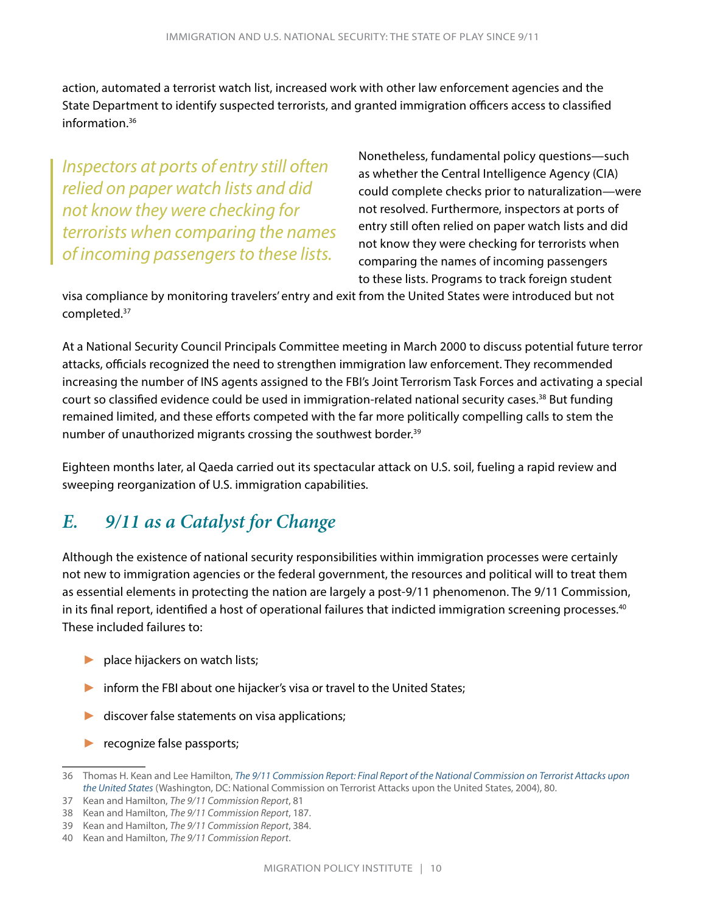action, automated a terrorist watch list, increased work with other law enforcement agencies and the State Department to identify suspected terrorists, and granted immigration officers access to classified information.[36]

> *Inspectors at ports of entry still often relied on paper watch lists and did not know they were checking for terrorists when comparing the names of incoming passengers to these lists.*

Nonetheless, fundamental policy questions—such as whether the Central Intelligence Agency (CIA) could complete checks prior to naturalization—were not resolved. Furthermore, inspectors at ports of entry still often relied on paper watch lists and did not know they were checking for terrorists when comparing the names of incoming passengers to these lists. Programs to track foreign student visa compliance by monitoring travelers' entry and exit from the United States were introduced but not completed.[37]

At a National Security Council Principals Committee meeting in March 2000 to discuss potential future terror attacks, officials recognized the need to strengthen immigration law enforcement. They recommended increasing the number of INS agents assigned to the FBI's Joint Terrorism Task Forces and activating a special court so classified evidence could be used in immigration-related national security cases.[38] But funding remained limited, and these efforts competed with the far more politically compelling calls to stem the number of unauthorized migrants crossing the southwest border.[39]

Eighteen months later, al Qaeda carried out its spectacular attack on U.S. soil, fueling a rapid review and sweeping reorganization of U.S. immigration capabilities.

## *E. 9/11 as a Catalyst for Change*

Although the existence of national security responsibilities within immigration processes were certainly not new to immigration agencies or the federal government, the resources and political will to treat them as essential elements in protecting the nation are largely a post-9/11 phenomenon. The 9/11 Commission, in its final report, identified a host of operational failures that indicted immigration screening processes.[40] These included failures to:

- place hijackers on watch lists;
- inform the FBI about one hijacker's visa or travel to the United States;
- discover false statements on visa applications;
- recognize false passports;

---

36 Thomas H. Kean and Lee Hamilton, *The 9/11 Commission Report: Final Report of the National Commission on Terrorist Attacks upon the United States* (Washington, DC: National Commission on Terrorist Attacks upon the United States, 2004), 80.

37 Kean and Hamilton, *The 9/11 Commission Report*, 81

38 Kean and Hamilton, *The 9/11 Commission Report*, 187.

39 Kean and Hamilton, *The 9/11 Commission Report*, 384.

40 Kean and Hamilton, *The 9/11 Commission Report*.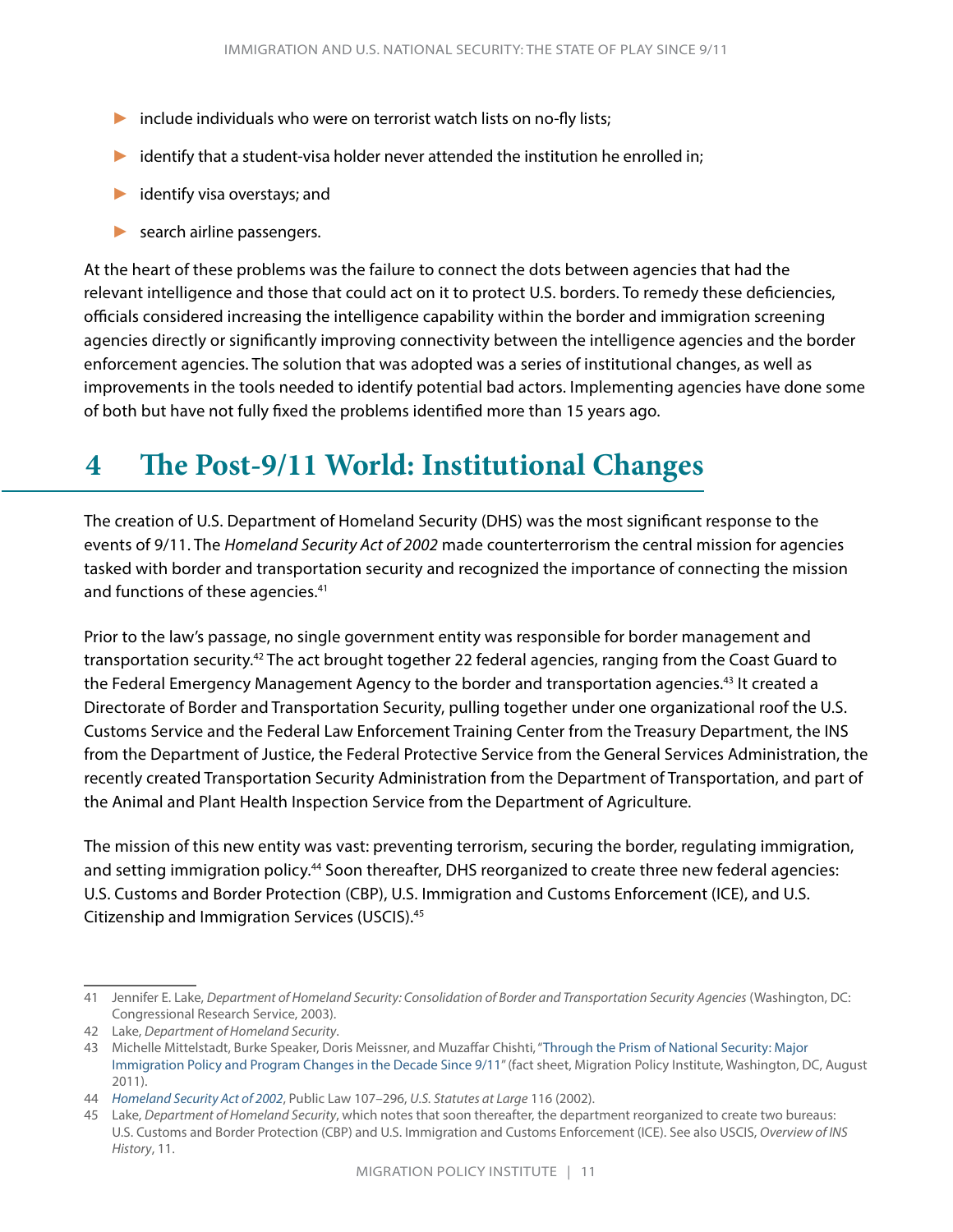- include individuals who were on terrorist watch lists on no-fly lists;
- identify that a student-visa holder never attended the institution he enrolled in;
- identify visa overstays; and
- search airline passengers.

At the heart of these problems was the failure to connect the dots between agencies that had the relevant intelligence and those that could act on it to protect U.S. borders. To remedy these deficiencies, officials considered increasing the intelligence capability within the border and immigration screening agencies directly or significantly improving connectivity between the intelligence agencies and the border enforcement agencies. The solution that was adopted was a series of institutional changes, as well as improvements in the tools needed to identify potential bad actors. Implementing agencies have done some of both but have not fully fixed the problems identified more than 15 years ago.

# 4 The Post-9/11 World: Institutional Changes

The creation of U.S. Department of Homeland Security (DHS) was the most significant response to the events of 9/11. The *Homeland Security Act of 2002* made counterterrorism the central mission for agencies tasked with border and transportation security and recognized the importance of connecting the mission and functions of these agencies.[41]

Prior to the law's passage, no single government entity was responsible for border management and transportation security.[42] The act brought together 22 federal agencies, ranging from the Coast Guard to the Federal Emergency Management Agency to the border and transportation agencies.[43] It created a Directorate of Border and Transportation Security, pulling together under one organizational roof the U.S. Customs Service and the Federal Law Enforcement Training Center from the Treasury Department, the INS from the Department of Justice, the Federal Protective Service from the General Services Administration, the recently created Transportation Security Administration from the Department of Transportation, and part of the Animal and Plant Health Inspection Service from the Department of Agriculture.

The mission of this new entity was vast: preventing terrorism, securing the border, regulating immigration, and setting immigration policy.[44] Soon thereafter, DHS reorganized to create three new federal agencies: U.S. Customs and Border Protection (CBP), U.S. Immigration and Customs Enforcement (ICE), and U.S. Citizenship and Immigration Services (USCIS).[45]

---

41 Jennifer E. Lake, *Department of Homeland Security: Consolidation of Border and Transportation Security Agencies* (Washington, DC: Congressional Research Service, 2003).

42 Lake, *Department of Homeland Security*.

43 Michelle Mittelstadt, Burke Speaker, Doris Meissner, and Muzaffar Chishti, "Through the Prism of National Security: Major Immigration Policy and Program Changes in the Decade Since 9/11" (fact sheet, Migration Policy Institute, Washington, DC, August 2011).

44 *Homeland Security Act of 2002*, Public Law 107–296, *U.S. Statutes at Large* 116 (2002).

45 Lake, *Department of Homeland Security*, which notes that soon thereafter, the department reorganized to create two bureaus: U.S. Customs and Border Protection (CBP) and U.S. Immigration and Customs Enforcement (ICE). See also USCIS, *Overview of INS History*, 11.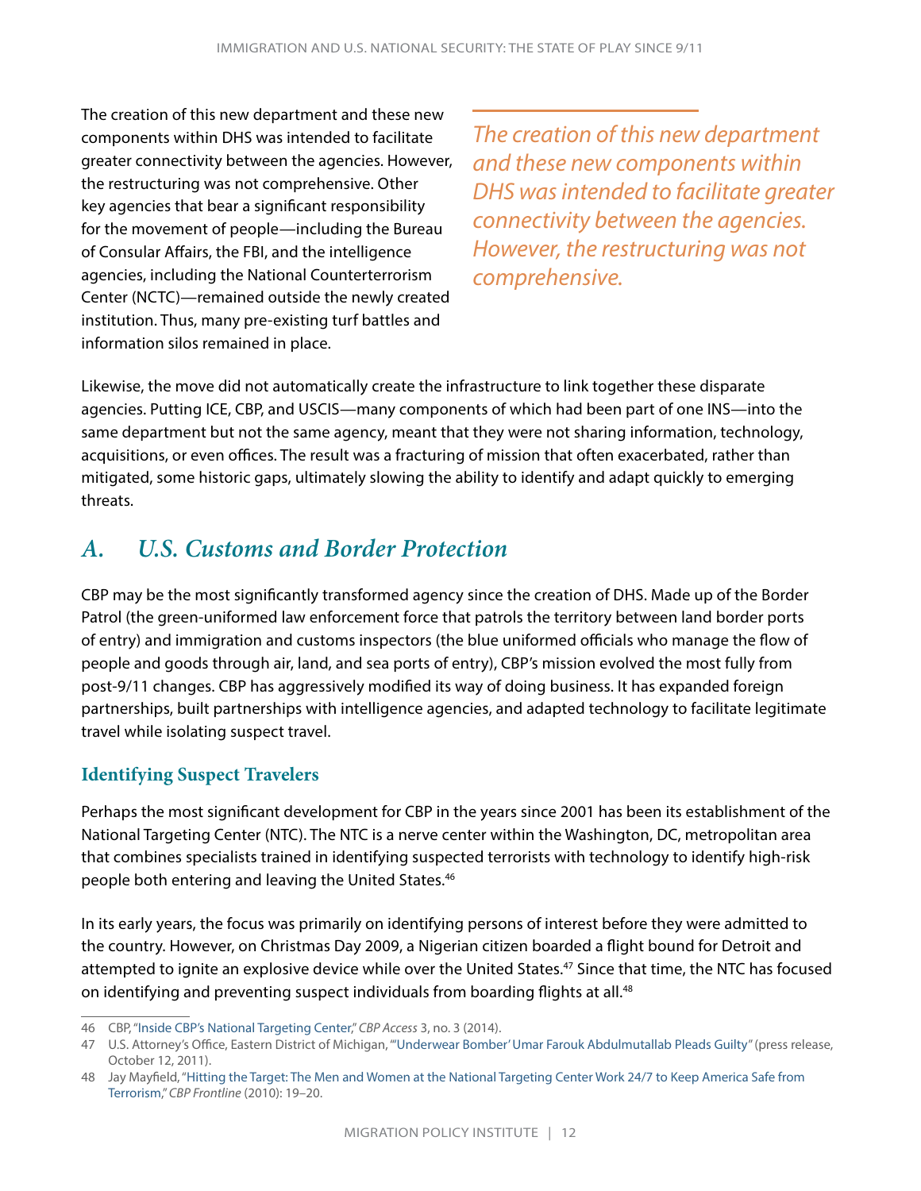The creation of this new department and these new components within DHS was intended to facilitate greater connectivity between the agencies. However, the restructuring was not comprehensive. Other key agencies that bear a significant responsibility for the movement of people—including the Bureau of Consular Affairs, the FBI, and the intelligence agencies, including the National Counterterrorism Center (NCTC)—remained outside the newly created institution. Thus, many pre-existing turf battles and information silos remained in place.

*The creation of this new department and these new components within DHS was intended to facilitate greater connectivity between the agencies. However, the restructuring was not comprehensive.*

Likewise, the move did not automatically create the infrastructure to link together these disparate agencies. Putting ICE, CBP, and USCIS—many components of which had been part of one INS—into the same department but not the same agency, meant that they were not sharing information, technology, acquisitions, or even offices. The result was a fracturing of mission that often exacerbated, rather than mitigated, some historic gaps, ultimately slowing the ability to identify and adapt quickly to emerging threats.

## *A. U.S. Customs and Border Protection*

CBP may be the most significantly transformed agency since the creation of DHS. Made up of the Border Patrol (the green-uniformed law enforcement force that patrols the territory between land border ports of entry) and immigration and customs inspectors (the blue uniformed officials who manage the flow of people and goods through air, land, and sea ports of entry), CBP's mission evolved the most fully from post-9/11 changes. CBP has aggressively modified its way of doing business. It has expanded foreign partnerships, built partnerships with intelligence agencies, and adapted technology to facilitate legitimate travel while isolating suspect travel.

### Identifying Suspect Travelers

Perhaps the most significant development for CBP in the years since 2001 has been its establishment of the National Targeting Center (NTC). The NTC is a nerve center within the Washington, DC, metropolitan area that combines specialists trained in identifying suspected terrorists with technology to identify high-risk people both entering and leaving the United States.[46]

In its early years, the focus was primarily on identifying persons of interest before they were admitted to the country. However, on Christmas Day 2009, a Nigerian citizen boarded a flight bound for Detroit and attempted to ignite an explosive device while over the United States.[47] Since that time, the NTC has focused on identifying and preventing suspect individuals from boarding flights at all.[48]

46 CBP, "Inside CBP's National Targeting Center," *CBP Access* 3, no. 3 (2014).

47 U.S. Attorney's Office, Eastern District of Michigan, "'Underwear Bomber' Umar Farouk Abdulmutallab Pleads Guilty" (press release, October 12, 2011).

48 Jay Mayfield, "Hitting the Target: The Men and Women at the National Targeting Center Work 24/7 to Keep America Safe from Terrorism," *CBP Frontline* (2010): 19–20.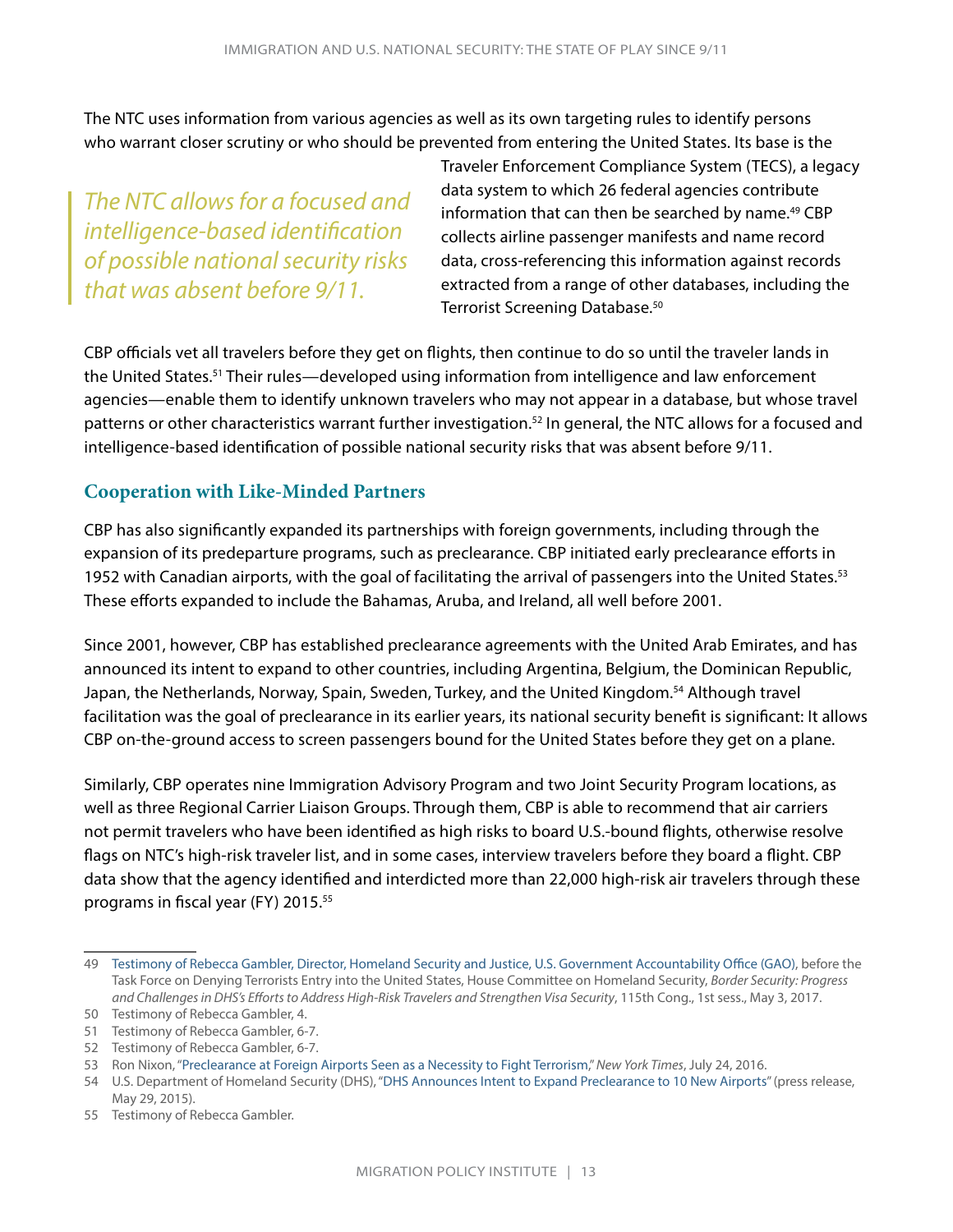The NTC uses information from various agencies as well as its own targeting rules to identify persons who warrant closer scrutiny or who should be prevented from entering the United States. Its base is the Traveler Enforcement Compliance System (TECS), a legacy data system to which 26 federal agencies contribute information that can then be searched by name.[49] CBP collects airline passenger manifests and name record data, cross-referencing this information against records extracted from a range of other databases, including the Terrorist Screening Database.[50]

> *The NTC allows for a focused and intelligence-based identification of possible national security risks that was absent before 9/11.*

CBP officials vet all travelers before they get on flights, then continue to do so until the traveler lands in the United States.[51] Their rules—developed using information from intelligence and law enforcement agencies—enable them to identify unknown travelers who may not appear in a database, but whose travel patterns or other characteristics warrant further investigation.[52] In general, the NTC allows for a focused and intelligence-based identification of possible national security risks that was absent before 9/11.

### Cooperation with Like-Minded Partners

CBP has also significantly expanded its partnerships with foreign governments, including through the expansion of its predeparture programs, such as preclearance. CBP initiated early preclearance efforts in 1952 with Canadian airports, with the goal of facilitating the arrival of passengers into the United States.[53] These efforts expanded to include the Bahamas, Aruba, and Ireland, all well before 2001.

Since 2001, however, CBP has established preclearance agreements with the United Arab Emirates, and has announced its intent to expand to other countries, including Argentina, Belgium, the Dominican Republic, Japan, the Netherlands, Norway, Spain, Sweden, Turkey, and the United Kingdom.[54] Although travel facilitation was the goal of preclearance in its earlier years, its national security benefit is significant: It allows CBP on-the-ground access to screen passengers bound for the United States before they get on a plane.

Similarly, CBP operates nine Immigration Advisory Program and two Joint Security Program locations, as well as three Regional Carrier Liaison Groups. Through them, CBP is able to recommend that air carriers not permit travelers who have been identified as high risks to board U.S.-bound flights, otherwise resolve flags on NTC's high-risk traveler list, and in some cases, interview travelers before they board a flight. CBP data show that the agency identified and interdicted more than 22,000 high-risk air travelers through these programs in fiscal year (FY) 2015.[55]

---

49 Testimony of Rebecca Gambler, Director, Homeland Security and Justice, U.S. Government Accountability Office (GAO), before the Task Force on Denying Terrorists Entry into the United States, House Committee on Homeland Security, *Border Security: Progress and Challenges in DHS's Efforts to Address High-Risk Travelers and Strengthen Visa Security*, 115th Cong., 1st sess., May 3, 2017.

50 Testimony of Rebecca Gambler, 4.

51 Testimony of Rebecca Gambler, 6-7.

52 Testimony of Rebecca Gambler, 6-7.

53 Ron Nixon, "Preclearance at Foreign Airports Seen as a Necessity to Fight Terrorism," *New York Times*, July 24, 2016.

54 U.S. Department of Homeland Security (DHS), "DHS Announces Intent to Expand Preclearance to 10 New Airports" (press release, May 29, 2015).

55 Testimony of Rebecca Gambler.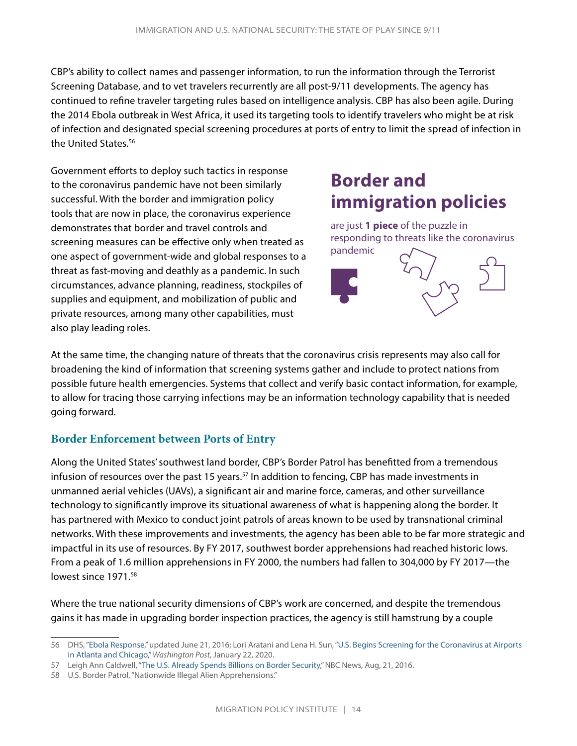CBP's ability to collect names and passenger information, to run the information through the Terrorist Screening Database, and to vet travelers recurrently are all post-9/11 developments. The agency has continued to refine traveler targeting rules based on intelligence analysis. CBP has also been agile. During the 2014 Ebola outbreak in West Africa, it used its targeting tools to identify travelers who might be at risk of infection and designated special screening procedures at ports of entry to limit the spread of infection in the United States.[56]

Government efforts to deploy such tactics in response to the coronavirus pandemic have not been similarly successful. With the border and immigration policy tools that are now in place, the coronavirus experience demonstrates that border and travel controls and screening measures can be effective only when treated as one aspect of government-wide and global responses to a threat as fast-moving and deathly as a pandemic. In such circumstances, advance planning, readiness, stockpiles of supplies and equipment, and mobilization of public and private resources, among many other capabilities, must also play leading roles.

**Border and immigration policies** are just **1 piece** of the puzzle in responding to threats like the coronavirus pandemic

At the same time, the changing nature of threats that the coronavirus crisis represents may also call for broadening the kind of information that screening systems gather and include to protect nations from possible future health emergencies. Systems that collect and verify basic contact information, for example, to allow for tracing those carrying infections may be an information technology capability that is needed going forward.

### Border Enforcement between Ports of Entry

Along the United States' southwest land border, CBP's Border Patrol has benefitted from a tremendous infusion of resources over the past 15 years.[57] In addition to fencing, CBP has made investments in unmanned aerial vehicles (UAVs), a significant air and marine force, cameras, and other surveillance technology to significantly improve its situational awareness of what is happening along the border. It has partnered with Mexico to conduct joint patrols of areas known to be used by transnational criminal networks. With these improvements and investments, the agency has been able to be far more strategic and impactful in its use of resources. By FY 2017, southwest border apprehensions had reached historic lows. From a peak of 1.6 million apprehensions in FY 2000, the numbers had fallen to 304,000 by FY 2017—the lowest since 1971.[58]

Where the true national security dimensions of CBP's work are concerned, and despite the tremendous gains it has made in upgrading border inspection practices, the agency is still hamstrung by a couple

---

56 DHS, "Ebola Response," updated June 21, 2016; Lori Aratani and Lena H. Sun, "U.S. Begins Screening for the Coronavirus at Airports in Atlanta and Chicago," *Washington Post*, January 22, 2020.

57 Leigh Ann Caldwell, "The U.S. Already Spends Billions on Border Security," NBC News, Aug, 21, 2016.

58 U.S. Border Patrol, "Nationwide Illegal Alien Apprehensions."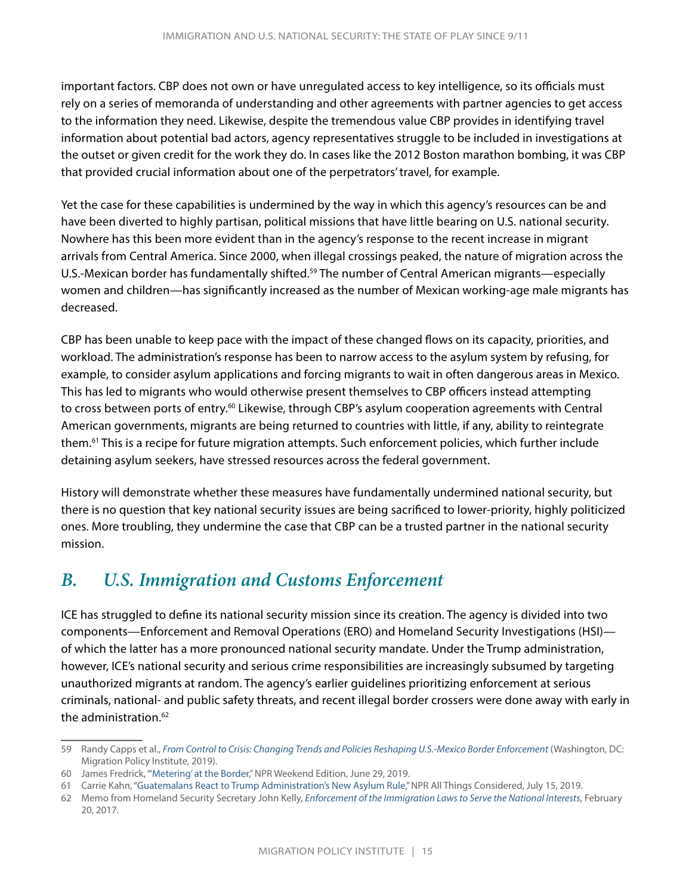important factors. CBP does not own or have unregulated access to key intelligence, so its officials must rely on a series of memoranda of understanding and other agreements with partner agencies to get access to the information they need. Likewise, despite the tremendous value CBP provides in identifying travel information about potential bad actors, agency representatives struggle to be included in investigations at the outset or given credit for the work they do. In cases like the 2012 Boston marathon bombing, it was CBP that provided crucial information about one of the perpetrators' travel, for example.

Yet the case for these capabilities is undermined by the way in which this agency's resources can be and have been diverted to highly partisan, political missions that have little bearing on U.S. national security. Nowhere has this been more evident than in the agency's response to the recent increase in migrant arrivals from Central America. Since 2000, when illegal crossings peaked, the nature of migration across the U.S.-Mexican border has fundamentally shifted.[59] The number of Central American migrants—especially women and children—has significantly increased as the number of Mexican working-age male migrants has decreased.

CBP has been unable to keep pace with the impact of these changed flows on its capacity, priorities, and workload. The administration's response has been to narrow access to the asylum system by refusing, for example, to consider asylum applications and forcing migrants to wait in often dangerous areas in Mexico. This has led to migrants who would otherwise present themselves to CBP officers instead attempting to cross between ports of entry.[60] Likewise, through CBP's asylum cooperation agreements with Central American governments, migrants are being returned to countries with little, if any, ability to reintegrate them.[61] This is a recipe for future migration attempts. Such enforcement policies, which further include detaining asylum seekers, have stressed resources across the federal government.

History will demonstrate whether these measures have fundamentally undermined national security, but there is no question that key national security issues are being sacrificed to lower-priority, highly politicized ones. More troubling, they undermine the case that CBP can be a trusted partner in the national security mission.

## *B. U.S. Immigration and Customs Enforcement*

ICE has struggled to define its national security mission since its creation. The agency is divided into two components—Enforcement and Removal Operations (ERO) and Homeland Security Investigations (HSI)—of which the latter has a more pronounced national security mandate. Under the Trump administration, however, ICE's national security and serious crime responsibilities are increasingly subsumed by targeting unauthorized migrants at random. The agency's earlier guidelines prioritizing enforcement at serious criminals, national- and public safety threats, and recent illegal border crossers were done away with early in the administration.[62]

---

59 Randy Capps et al., *From Control to Crisis: Changing Trends and Policies Reshaping U.S.-Mexico Border Enforcement* (Washington, DC: Migration Policy Institute, 2019).

60 James Fredrick, "'Metering' at the Border," NPR Weekend Edition, June 29, 2019.

61 Carrie Kahn, "Guatemalans React to Trump Administration's New Asylum Rule," NPR All Things Considered, July 15, 2019.

62 Memo from Homeland Security Secretary John Kelly, *Enforcement of the Immigration Laws to Serve the National Interests*, February 20, 2017.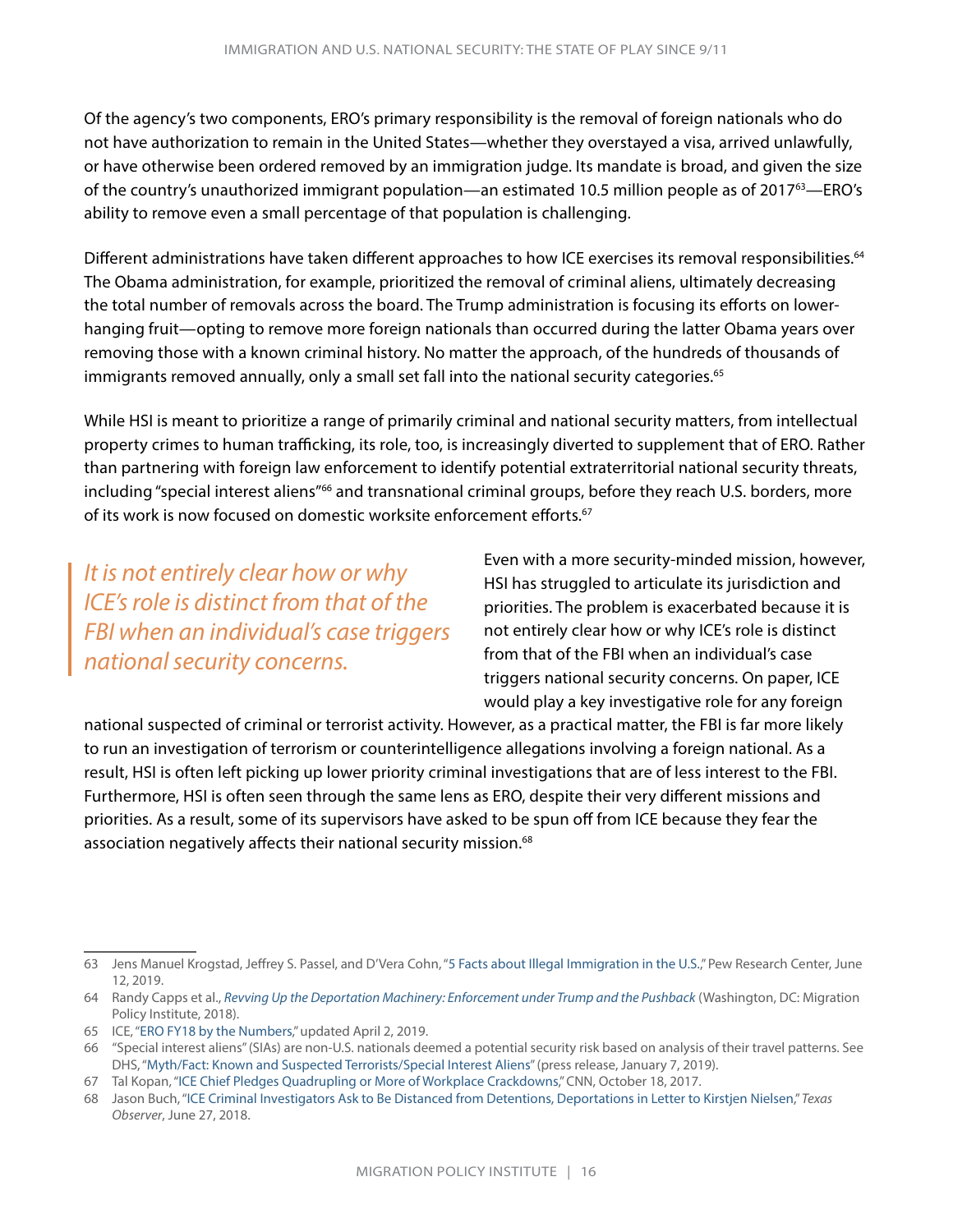Of the agency's two components, ERO's primary responsibility is the removal of foreign nationals who do not have authorization to remain in the United States—whether they overstayed a visa, arrived unlawfully, or have otherwise been ordered removed by an immigration judge. Its mandate is broad, and given the size of the country's unauthorized immigrant population—an estimated 10.5 million people as of 2017[63]—ERO's ability to remove even a small percentage of that population is challenging.

Different administrations have taken different approaches to how ICE exercises its removal responsibilities.[64] The Obama administration, for example, prioritized the removal of criminal aliens, ultimately decreasing the total number of removals across the board. The Trump administration is focusing its efforts on lower-hanging fruit—opting to remove more foreign nationals than occurred during the latter Obama years over removing those with a known criminal history. No matter the approach, of the hundreds of thousands of immigrants removed annually, only a small set fall into the national security categories.[65]

While HSI is meant to prioritize a range of primarily criminal and national security matters, from intellectual property crimes to human trafficking, its role, too, is increasingly diverted to supplement that of ERO. Rather than partnering with foreign law enforcement to identify potential extraterritorial national security threats, including "special interest aliens"[66] and transnational criminal groups, before they reach U.S. borders, more of its work is now focused on domestic worksite enforcement efforts.[67]

> *It is not entirely clear how or why ICE's role is distinct from that of the FBI when an individual's case triggers national security concerns.*

Even with a more security-minded mission, however, HSI has struggled to articulate its jurisdiction and priorities. The problem is exacerbated because it is not entirely clear how or why ICE's role is distinct from that of the FBI when an individual's case triggers national security concerns. On paper, ICE would play a key investigative role for any foreign national suspected of criminal or terrorist activity. However, as a practical matter, the FBI is far more likely to run an investigation of terrorism or counterintelligence allegations involving a foreign national. As a result, HSI is often left picking up lower priority criminal investigations that are of less interest to the FBI. Furthermore, HSI is often seen through the same lens as ERO, despite their very different missions and priorities. As a result, some of its supervisors have asked to be spun off from ICE because they fear the association negatively affects their national security mission.[68]

---

63 Jens Manuel Krogstad, Jeffrey S. Passel, and D'Vera Cohn, "5 Facts about Illegal Immigration in the U.S.," Pew Research Center, June 12, 2019.

64 Randy Capps et al., *Revving Up the Deportation Machinery: Enforcement under Trump and the Pushback* (Washington, DC: Migration Policy Institute, 2018).

65 ICE, "ERO FY18 by the Numbers," updated April 2, 2019.

66 "Special interest aliens" (SIAs) are non-U.S. nationals deemed a potential security risk based on analysis of their travel patterns. See DHS, "Myth/Fact: Known and Suspected Terrorists/Special Interest Aliens" (press release, January 7, 2019).

67 Tal Kopan, "ICE Chief Pledges Quadrupling or More of Workplace Crackdowns," CNN, October 18, 2017.

68 Jason Buch, "ICE Criminal Investigators Ask to Be Distanced from Detentions, Deportations in Letter to Kirstjen Nielsen," *Texas Observer*, June 27, 2018.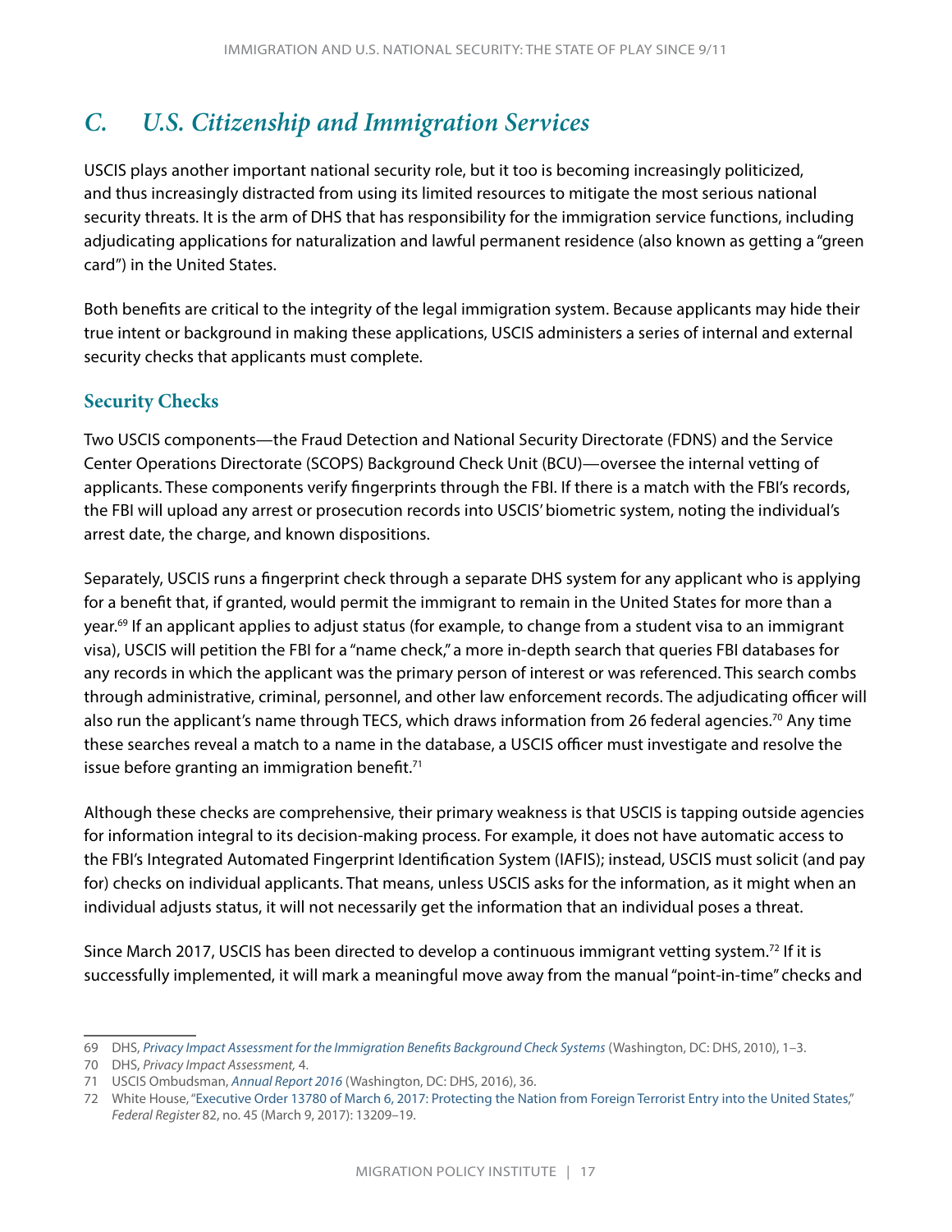## *C. U.S. Citizenship and Immigration Services*

USCIS plays another important national security role, but it too is becoming increasingly politicized, and thus increasingly distracted from using its limited resources to mitigate the most serious national security threats. It is the arm of DHS that has responsibility for the immigration service functions, including adjudicating applications for naturalization and lawful permanent residence (also known as getting a "green card") in the United States.

Both benefits are critical to the integrity of the legal immigration system. Because applicants may hide their true intent or background in making these applications, USCIS administers a series of internal and external security checks that applicants must complete.

### Security Checks

Two USCIS components—the Fraud Detection and National Security Directorate (FDNS) and the Service Center Operations Directorate (SCOPS) Background Check Unit (BCU)—oversee the internal vetting of applicants. These components verify fingerprints through the FBI. If there is a match with the FBI's records, the FBI will upload any arrest or prosecution records into USCIS' biometric system, noting the individual's arrest date, the charge, and known dispositions.

Separately, USCIS runs a fingerprint check through a separate DHS system for any applicant who is applying for a benefit that, if granted, would permit the immigrant to remain in the United States for more than a year.[69] If an applicant applies to adjust status (for example, to change from a student visa to an immigrant visa), USCIS will petition the FBI for a "name check," a more in-depth search that queries FBI databases for any records in which the applicant was the primary person of interest or was referenced. This search combs through administrative, criminal, personnel, and other law enforcement records. The adjudicating officer will also run the applicant's name through TECS, which draws information from 26 federal agencies.[70] Any time these searches reveal a match to a name in the database, a USCIS officer must investigate and resolve the issue before granting an immigration benefit.[71]

Although these checks are comprehensive, their primary weakness is that USCIS is tapping outside agencies for information integral to its decision-making process. For example, it does not have automatic access to the FBI's Integrated Automated Fingerprint Identification System (IAFIS); instead, USCIS must solicit (and pay for) checks on individual applicants. That means, unless USCIS asks for the information, as it might when an individual adjusts status, it will not necessarily get the information that an individual poses a threat.

Since March 2017, USCIS has been directed to develop a continuous immigrant vetting system.[72] If it is successfully implemented, it will mark a meaningful move away from the manual "point-in-time" checks and

---

69 DHS, *Privacy Impact Assessment for the Immigration Benefits Background Check Systems* (Washington, DC: DHS, 2010), 1–3.

70 DHS, *Privacy Impact Assessment,* 4.

71 USCIS Ombudsman, *Annual Report 2016* (Washington, DC: DHS, 2016), 36.

72 White House, "Executive Order 13780 of March 6, 2017: Protecting the Nation from Foreign Terrorist Entry into the United States," *Federal Register* 82, no. 45 (March 9, 2017): 13209–19.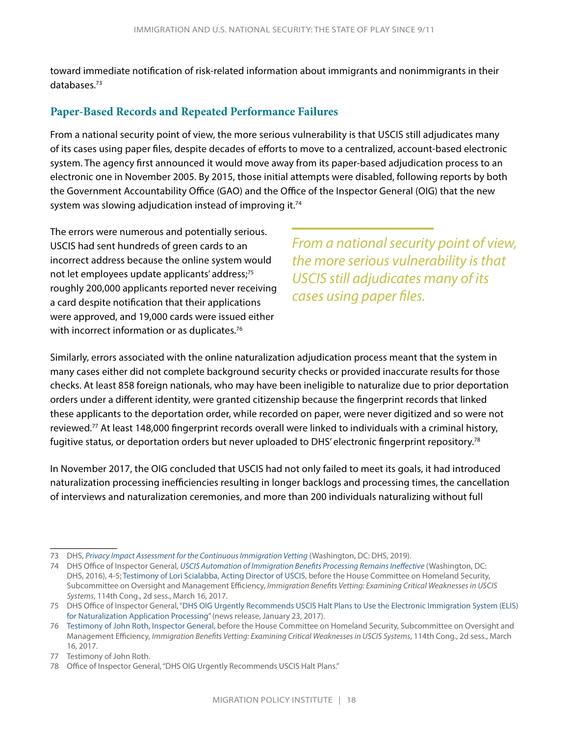toward immediate notification of risk-related information about immigrants and nonimmigrants in their databases.[73]

## Paper-Based Records and Repeated Performance Failures

From a national security point of view, the more serious vulnerability is that USCIS still adjudicates many of its cases using paper files, despite decades of efforts to move to a centralized, account-based electronic system. The agency first announced it would move away from its paper-based adjudication process to an electronic one in November 2005. By 2015, those initial attempts were disabled, following reports by both the Government Accountability Office (GAO) and the Office of the Inspector General (OIG) that the new system was slowing adjudication instead of improving it.[74]

The errors were numerous and potentially serious. USCIS had sent hundreds of green cards to an incorrect address because the online system would not let employees update applicants' address;[75] roughly 200,000 applicants reported never receiving a card despite notification that their applications were approved, and 19,000 cards were issued either with incorrect information or as duplicates.[76]

> *From a national security point of view, the more serious vulnerability is that USCIS still adjudicates many of its cases using paper files.*

Similarly, errors associated with the online naturalization adjudication process meant that the system in many cases either did not complete background security checks or provided inaccurate results for those checks. At least 858 foreign nationals, who may have been ineligible to naturalize due to prior deportation orders under a different identity, were granted citizenship because the fingerprint records that linked these applicants to the deportation order, while recorded on paper, were never digitized and so were not reviewed.[77] At least 148,000 fingerprint records overall were linked to individuals with a criminal history, fugitive status, or deportation orders but never uploaded to DHS' electronic fingerprint repository.[78]

In November 2017, the OIG concluded that USCIS had not only failed to meet its goals, it had introduced naturalization processing inefficiencies resulting in longer backlogs and processing times, the cancellation of interviews and naturalization ceremonies, and more than 200 individuals naturalizing without full

---

73 DHS, *Privacy Impact Assessment for the Continuous Immigration Vetting* (Washington, DC: DHS, 2019).

74 DHS Office of Inspector General, *USCIS Automation of Immigration Benefits Processing Remains Ineffective* (Washington, DC: DHS, 2016), 4-5; Testimony of Lori Scialabba, Acting Director of USCIS, before the House Committee on Homeland Security, Subcommittee on Oversight and Management Efficiency, *Immigration Benefits Vetting: Examining Critical Weaknesses in USCIS Systems*, 114th Cong., 2d sess., March 16, 2017.

75 DHS Office of Inspector General, "DHS OIG Urgently Recommends USCIS Halt Plans to Use the Electronic Immigration System (ELIS) for Naturalization Application Processing" (news release, January 23, 2017).

76 Testimony of John Roth, Inspector General, before the House Committee on Homeland Security, Subcommittee on Oversight and Management Efficiency, *Immigration Benefits Vetting: Examining Critical Weaknesses in USCIS Systems*, 114th Cong., 2d sess., March 16, 2017.

77 Testimony of John Roth.

78 Office of Inspector General, "DHS OIG Urgently Recommends USCIS Halt Plans."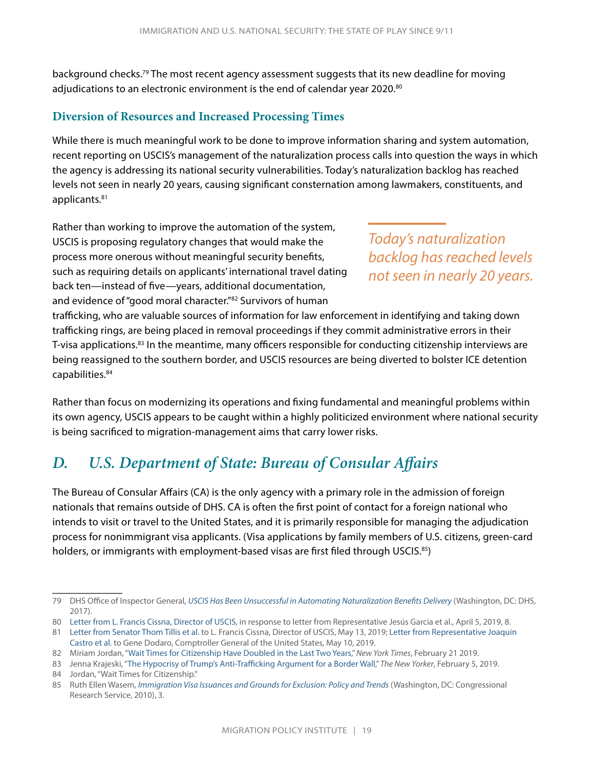background checks.[79] The most recent agency assessment suggests that its new deadline for moving adjudications to an electronic environment is the end of calendar year 2020.[80]

### Diversion of Resources and Increased Processing Times

While there is much meaningful work to be done to improve information sharing and system automation, recent reporting on USCIS's management of the naturalization process calls into question the ways in which the agency is addressing its national security vulnerabilities. Today's naturalization backlog has reached levels not seen in nearly 20 years, causing significant consternation among lawmakers, constituents, and applicants.[81]

Rather than working to improve the automation of the system, USCIS is proposing regulatory changes that would make the process more onerous without meaningful security benefits, such as requiring details on applicants' international travel dating back ten—instead of five—years, additional documentation, and evidence of "good moral character."[82] Survivors of human trafficking, who are valuable sources of information for law enforcement in identifying and taking down trafficking rings, are being placed in removal proceedings if they commit administrative errors in their T-visa applications.[83] In the meantime, many officers responsible for conducting citizenship interviews are being reassigned to the southern border, and USCIS resources are being diverted to bolster ICE detention capabilities.[84]

> *Today's naturalization backlog has reached levels not seen in nearly 20 years.*

Rather than focus on modernizing its operations and fixing fundamental and meaningful problems within its own agency, USCIS appears to be caught within a highly politicized environment where national security is being sacrificed to migration-management aims that carry lower risks.

## *D. U.S. Department of State: Bureau of Consular Affairs*

The Bureau of Consular Affairs (CA) is the only agency with a primary role in the admission of foreign nationals that remains outside of DHS. CA is often the first point of contact for a foreign national who intends to visit or travel to the United States, and it is primarily responsible for managing the adjudication process for nonimmigrant visa applicants. (Visa applications by family members of U.S. citizens, green-card holders, or immigrants with employment-based visas are first filed through USCIS.[85])

---

79 DHS Office of Inspector General, *USCIS Has Been Unsuccessful in Automating Naturalization Benefits Delivery* (Washington, DC: DHS, 2017).

80 Letter from L. Francis Cissna, Director of USCIS, in response to letter from Representative Jesús Garcia et al., April 5, 2019, 8.

81 Letter from Senator Thom Tillis et al. to L. Francis Cissna, Director of USCIS, May 13, 2019; Letter from Representative Joaquin Castro et al. to Gene Dodaro, Comptroller General of the United States, May 10, 2019.

82 Miriam Jordan, "Wait Times for Citizenship Have Doubled in the Last Two Years," *New York Times*, February 21 2019.

83 Jenna Krajeski, "The Hypocrisy of Trump's Anti-Trafficking Argument for a Border Wall," *The New Yorker*, February 5, 2019.

84 Jordan, "Wait Times for Citizenship."

85 Ruth Ellen Wasem, *Immigration Visa Issuances and Grounds for Exclusion: Policy and Trends* (Washington, DC: Congressional Research Service, 2010), 3.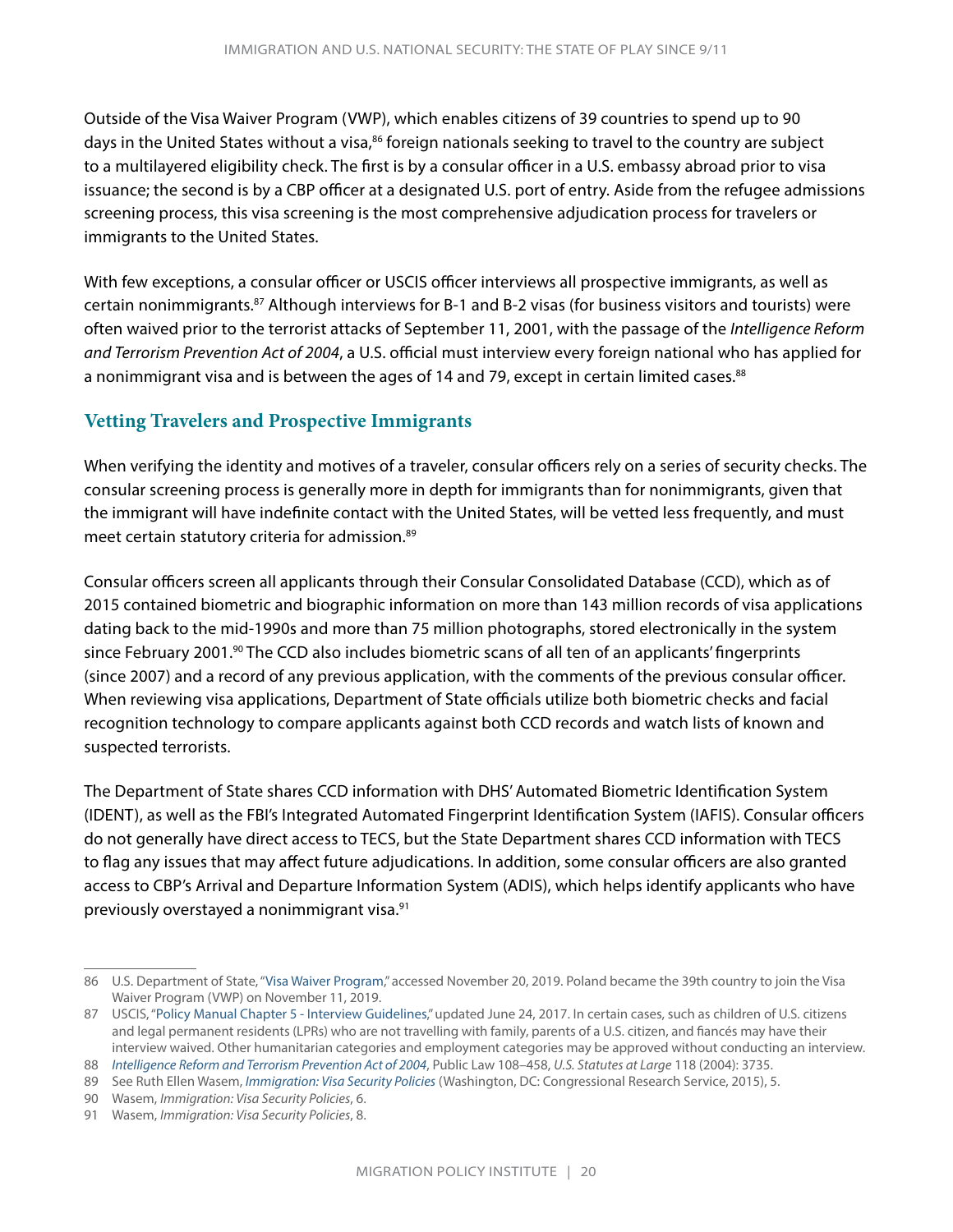Outside of the Visa Waiver Program (VWP), which enables citizens of 39 countries to spend up to 90 days in the United States without a visa,[86] foreign nationals seeking to travel to the country are subject to a multilayered eligibility check. The first is by a consular officer in a U.S. embassy abroad prior to visa issuance; the second is by a CBP officer at a designated U.S. port of entry. Aside from the refugee admissions screening process, this visa screening is the most comprehensive adjudication process for travelers or immigrants to the United States.

With few exceptions, a consular officer or USCIS officer interviews all prospective immigrants, as well as certain nonimmigrants.[87] Although interviews for B-1 and B-2 visas (for business visitors and tourists) were often waived prior to the terrorist attacks of September 11, 2001, with the passage of the *Intelligence Reform and Terrorism Prevention Act of 2004*, a U.S. official must interview every foreign national who has applied for a nonimmigrant visa and is between the ages of 14 and 79, except in certain limited cases.[88]

## Vetting Travelers and Prospective Immigrants

When verifying the identity and motives of a traveler, consular officers rely on a series of security checks. The consular screening process is generally more in depth for immigrants than for nonimmigrants, given that the immigrant will have indefinite contact with the United States, will be vetted less frequently, and must meet certain statutory criteria for admission.[89]

Consular officers screen all applicants through their Consular Consolidated Database (CCD), which as of 2015 contained biometric and biographic information on more than 143 million records of visa applications dating back to the mid-1990s and more than 75 million photographs, stored electronically in the system since February 2001.[90] The CCD also includes biometric scans of all ten of an applicants' fingerprints (since 2007) and a record of any previous application, with the comments of the previous consular officer. When reviewing visa applications, Department of State officials utilize both biometric checks and facial recognition technology to compare applicants against both CCD records and watch lists of known and suspected terrorists.

The Department of State shares CCD information with DHS' Automated Biometric Identification System (IDENT), as well as the FBI's Integrated Automated Fingerprint Identification System (IAFIS). Consular officers do not generally have direct access to TECS, but the State Department shares CCD information with TECS to flag any issues that may affect future adjudications. In addition, some consular officers are also granted access to CBP's Arrival and Departure Information System (ADIS), which helps identify applicants who have previously overstayed a nonimmigrant visa.[91]

---

86 U.S. Department of State, "Visa Waiver Program," accessed November 20, 2019. Poland became the 39th country to join the Visa Waiver Program (VWP) on November 11, 2019.

87 USCIS, "Policy Manual Chapter 5 - Interview Guidelines," updated June 24, 2017. In certain cases, such as children of U.S. citizens and legal permanent residents (LPRs) who are not travelling with family, parents of a U.S. citizen, and fiancés may have their interview waived. Other humanitarian categories and employment categories may be approved without conducting an interview.

88 *Intelligence Reform and Terrorism Prevention Act of 2004*, Public Law 108–458, *U.S. Statutes at Large* 118 (2004): 3735.

89 See Ruth Ellen Wasem, *Immigration: Visa Security Policies* (Washington, DC: Congressional Research Service, 2015), 5.

90 Wasem, *Immigration: Visa Security Policies*, 6.

91 Wasem, *Immigration: Visa Security Policies*, 8.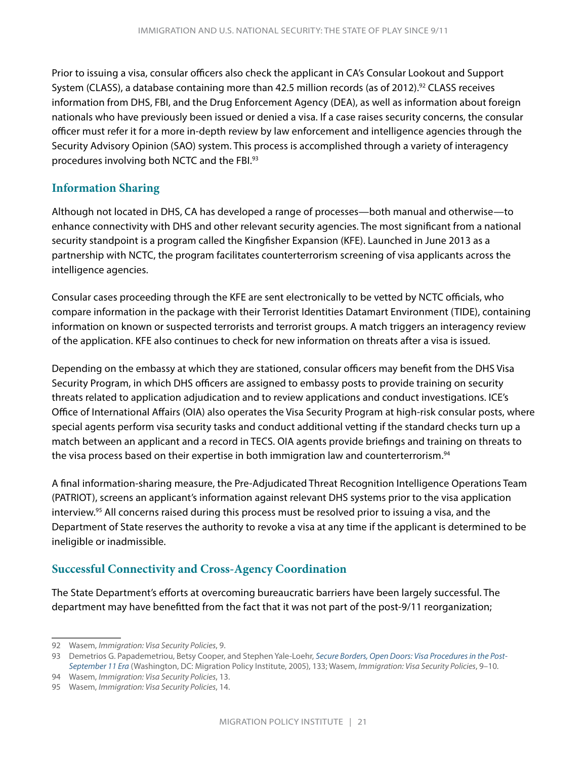Prior to issuing a visa, consular officers also check the applicant in CA's Consular Lookout and Support System (CLASS), a database containing more than 42.5 million records (as of 2012).[92] CLASS receives information from DHS, FBI, and the Drug Enforcement Agency (DEA), as well as information about foreign nationals who have previously been issued or denied a visa. If a case raises security concerns, the consular officer must refer it for a more in-depth review by law enforcement and intelligence agencies through the Security Advisory Opinion (SAO) system. This process is accomplished through a variety of interagency procedures involving both NCTC and the FBI.[93]

## Information Sharing

Although not located in DHS, CA has developed a range of processes—both manual and otherwise—to enhance connectivity with DHS and other relevant security agencies. The most significant from a national security standpoint is a program called the Kingfisher Expansion (KFE). Launched in June 2013 as a partnership with NCTC, the program facilitates counterterrorism screening of visa applicants across the intelligence agencies.

Consular cases proceeding through the KFE are sent electronically to be vetted by NCTC officials, who compare information in the package with their Terrorist Identities Datamart Environment (TIDE), containing information on known or suspected terrorists and terrorist groups. A match triggers an interagency review of the application. KFE also continues to check for new information on threats after a visa is issued.

Depending on the embassy at which they are stationed, consular officers may benefit from the DHS Visa Security Program, in which DHS officers are assigned to embassy posts to provide training on security threats related to application adjudication and to review applications and conduct investigations. ICE's Office of International Affairs (OIA) also operates the Visa Security Program at high-risk consular posts, where special agents perform visa security tasks and conduct additional vetting if the standard checks turn up a match between an applicant and a record in TECS. OIA agents provide briefings and training on threats to the visa process based on their expertise in both immigration law and counterterrorism.[94]

A final information-sharing measure, the Pre-Adjudicated Threat Recognition Intelligence Operations Team (PATRIOT), screens an applicant's information against relevant DHS systems prior to the visa application interview.[95] All concerns raised during this process must be resolved prior to issuing a visa, and the Department of State reserves the authority to revoke a visa at any time if the applicant is determined to be ineligible or inadmissible.

## Successful Connectivity and Cross-Agency Coordination

The State Department's efforts at overcoming bureaucratic barriers have been largely successful. The department may have benefitted from the fact that it was not part of the post-9/11 reorganization;

---

92 Wasem, *Immigration: Visa Security Policies*, 9.

93 Demetrios G. Papademetriou, Betsy Cooper, and Stephen Yale-Loehr, *Secure Borders, Open Doors: Visa Procedures in the Post-September 11 Era* (Washington, DC: Migration Policy Institute, 2005), 133; Wasem, *Immigration: Visa Security Policies*, 9–10.

94 Wasem, *Immigration: Visa Security Policies*, 13.

95 Wasem, *Immigration: Visa Security Policies*, 14.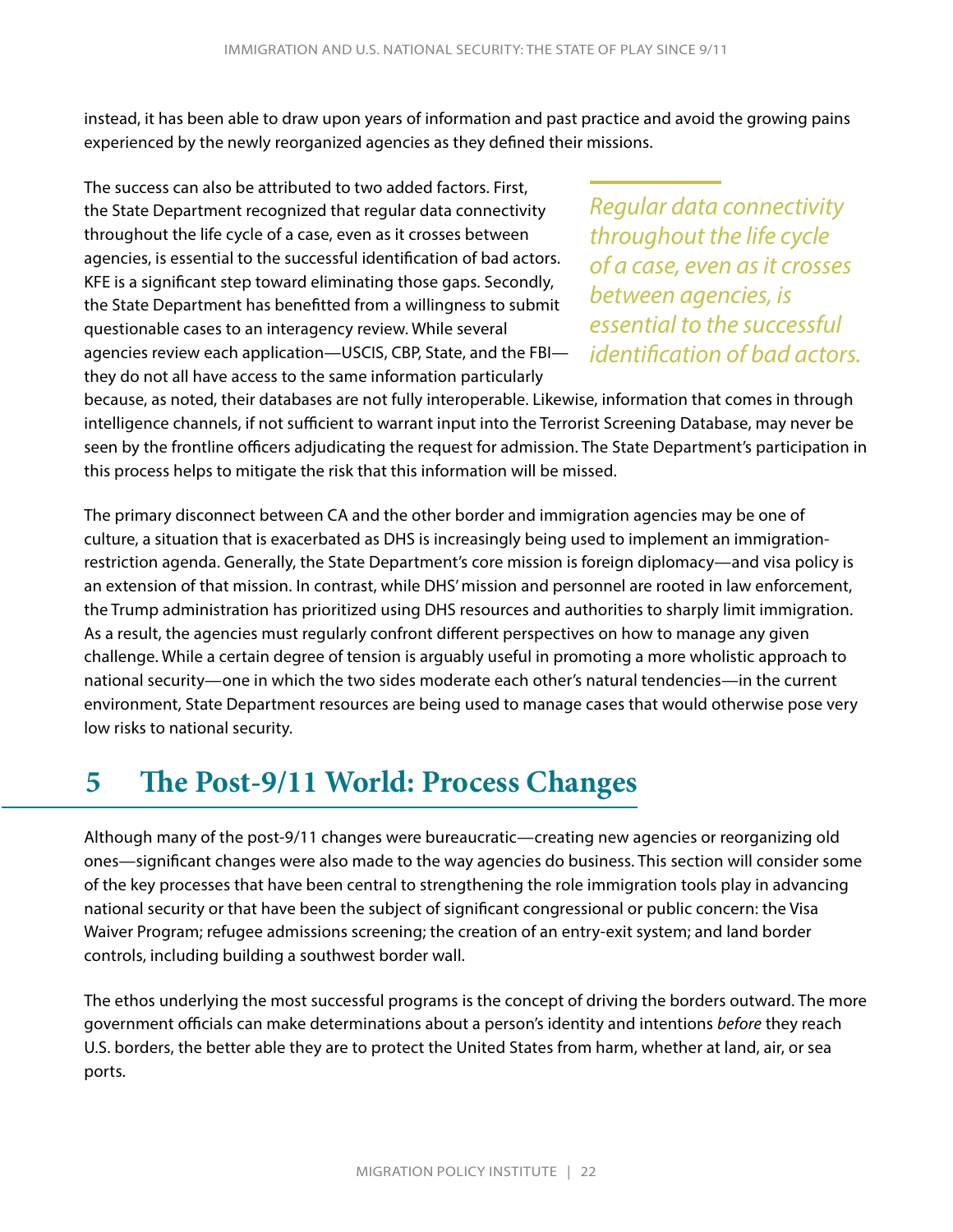instead, it has been able to draw upon years of information and past practice and avoid the growing pains experienced by the newly reorganized agencies as they defined their missions.

The success can also be attributed to two added factors. First, the State Department recognized that regular data connectivity throughout the life cycle of a case, even as it crosses between agencies, is essential to the successful identification of bad actors. KFE is a significant step toward eliminating those gaps. Secondly, the State Department has benefitted from a willingness to submit questionable cases to an interagency review. While several agencies review each application—USCIS, CBP, State, and the FBI—they do not all have access to the same information particularly because, as noted, their databases are not fully interoperable. Likewise, information that comes in through intelligence channels, if not sufficient to warrant input into the Terrorist Screening Database, may never be seen by the frontline officers adjudicating the request for admission. The State Department's participation in this process helps to mitigate the risk that this information will be missed.

> *Regular data connectivity throughout the life cycle of a case, even as it crosses between agencies, is essential to the successful identification of bad actors.*

The primary disconnect between CA and the other border and immigration agencies may be one of culture, a situation that is exacerbated as DHS is increasingly being used to implement an immigration-restriction agenda. Generally, the State Department's core mission is foreign diplomacy—and visa policy is an extension of that mission. In contrast, while DHS' mission and personnel are rooted in law enforcement, the Trump administration has prioritized using DHS resources and authorities to sharply limit immigration. As a result, the agencies must regularly confront different perspectives on how to manage any given challenge. While a certain degree of tension is arguably useful in promoting a more wholistic approach to national security—one in which the two sides moderate each other's natural tendencies—in the current environment, State Department resources are being used to manage cases that would otherwise pose very low risks to national security.

# 5 The Post-9/11 World: Process Changes

Although many of the post-9/11 changes were bureaucratic—creating new agencies or reorganizing old ones—significant changes were also made to the way agencies do business. This section will consider some of the key processes that have been central to strengthening the role immigration tools play in advancing national security or that have been the subject of significant congressional or public concern: the Visa Waiver Program; refugee admissions screening; the creation of an entry-exit system; and land border controls, including building a southwest border wall.

The ethos underlying the most successful programs is the concept of driving the borders outward. The more government officials can make determinations about a person's identity and intentions *before* they reach U.S. borders, the better able they are to protect the United States from harm, whether at land, air, or sea ports.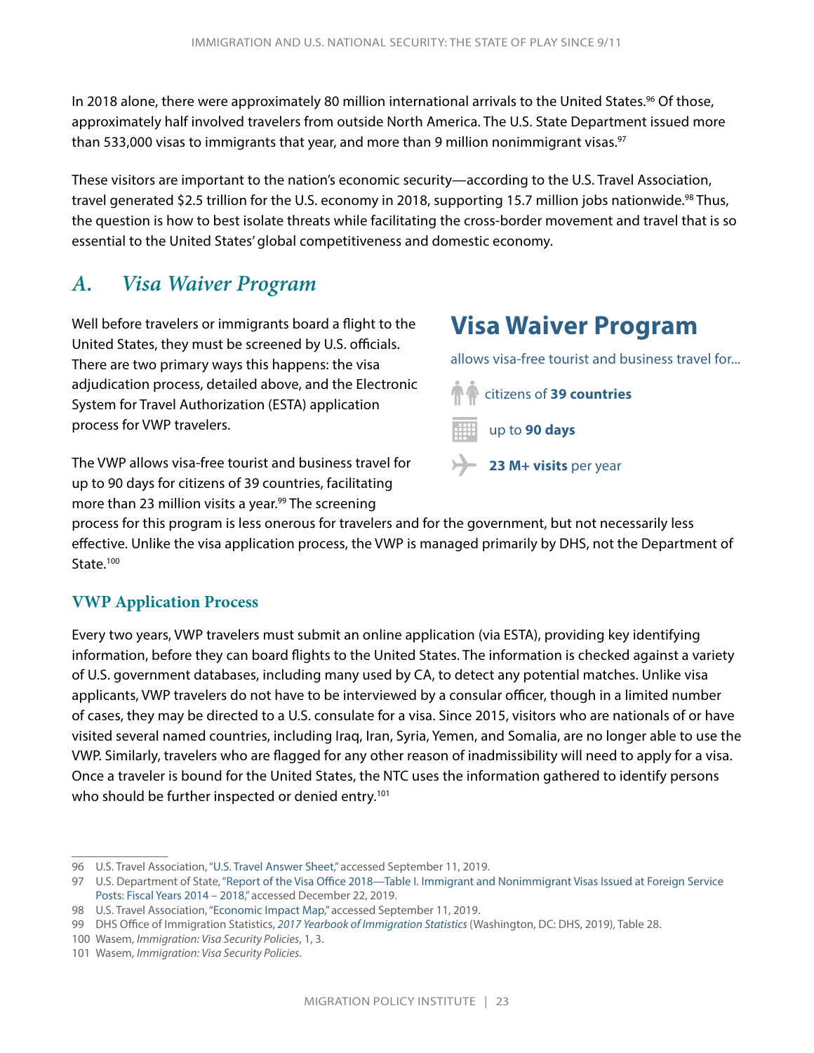In 2018 alone, there were approximately 80 million international arrivals to the United States.[96] Of those, approximately half involved travelers from outside North America. The U.S. State Department issued more than 533,000 visas to immigrants that year, and more than 9 million nonimmigrant visas.[97]

These visitors are important to the nation's economic security—according to the U.S. Travel Association, travel generated $2.5 trillion for the U.S. economy in 2018, supporting 15.7 million jobs nationwide.[98] Thus, the question is how to best isolate threats while facilitating the cross-border movement and travel that is so essential to the United States' global competitiveness and domestic economy.

## A. Visa Waiver Program

Well before travelers or immigrants board a flight to the United States, they must be screened by U.S. officials. There are two primary ways this happens: the visa adjudication process, detailed above, and the Electronic System for Travel Authorization (ESTA) application process for VWP travelers.

The VWP allows visa-free tourist and business travel for up to 90 days for citizens of 39 countries, facilitating more than 23 million visits a year.[99] The screening process for this program is less onerous for travelers and for the government, but not necessarily less effective. Unlike the visa application process, the VWP is managed primarily by DHS, not the Department of State.[100]

**Visa Waiver Program**

allows visa-free tourist and business travel for...

- citizens of **39 countries**
- up to **90 days**
- **23 M+ visits** per year

### VWP Application Process

Every two years, VWP travelers must submit an online application (via ESTA), providing key identifying information, before they can board flights to the United States. The information is checked against a variety of U.S. government databases, including many used by CA, to detect any potential matches. Unlike visa applicants, VWP travelers do not have to be interviewed by a consular officer, though in a limited number of cases, they may be directed to a U.S. consulate for a visa. Since 2015, visitors who are nationals of or have visited several named countries, including Iraq, Iran, Syria, Yemen, and Somalia, are no longer able to use the VWP. Similarly, travelers who are flagged for any other reason of inadmissibility will need to apply for a visa. Once a traveler is bound for the United States, the NTC uses the information gathered to identify persons who should be further inspected or denied entry.[101]

---

96 U.S. Travel Association, "U.S. Travel Answer Sheet," accessed September 11, 2019.

97 U.S. Department of State, "Report of the Visa Office 2018—Table I. Immigrant and Nonimmigrant Visas Issued at Foreign Service Posts: Fiscal Years 2014 – 2018," accessed December 22, 2019.

98 U.S. Travel Association, "Economic Impact Map," accessed September 11, 2019.

99 DHS Office of Immigration Statistics, *2017 Yearbook of Immigration Statistics* (Washington, DC: DHS, 2019), Table 28.

100 Wasem, *Immigration: Visa Security Policies*, 1, 3.

101 Wasem, *Immigration: Visa Security Policies*.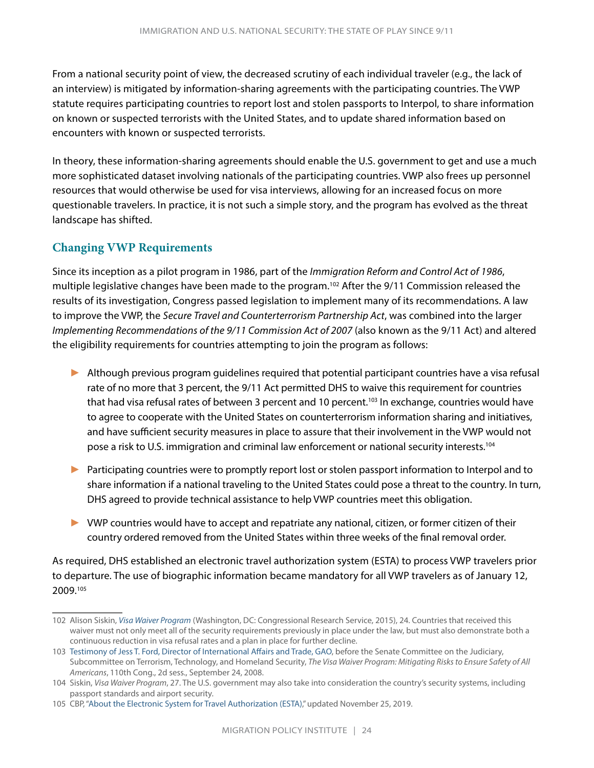From a national security point of view, the decreased scrutiny of each individual traveler (e.g., the lack of an interview) is mitigated by information-sharing agreements with the participating countries. The VWP statute requires participating countries to report lost and stolen passports to Interpol, to share information on known or suspected terrorists with the United States, and to update shared information based on encounters with known or suspected terrorists.

In theory, these information-sharing agreements should enable the U.S. government to get and use a much more sophisticated dataset involving nationals of the participating countries. VWP also frees up personnel resources that would otherwise be used for visa interviews, allowing for an increased focus on more questionable travelers. In practice, it is not such a simple story, and the program has evolved as the threat landscape has shifted.

## Changing VWP Requirements

Since its inception as a pilot program in 1986, part of the *Immigration Reform and Control Act of 1986*, multiple legislative changes have been made to the program.[102] After the 9/11 Commission released the results of its investigation, Congress passed legislation to implement many of its recommendations. A law to improve the VWP, the *Secure Travel and Counterterrorism Partnership Act*, was combined into the larger *Implementing Recommendations of the 9/11 Commission Act of 2007* (also known as the 9/11 Act) and altered the eligibility requirements for countries attempting to join the program as follows:

- Although previous program guidelines required that potential participant countries have a visa refusal rate of no more that 3 percent, the 9/11 Act permitted DHS to waive this requirement for countries that had visa refusal rates of between 3 percent and 10 percent.[103] In exchange, countries would have to agree to cooperate with the United States on counterterrorism information sharing and initiatives, and have sufficient security measures in place to assure that their involvement in the VWP would not pose a risk to U.S. immigration and criminal law enforcement or national security interests.[104]
- Participating countries were to promptly report lost or stolen passport information to Interpol and to share information if a national traveling to the United States could pose a threat to the country. In turn, DHS agreed to provide technical assistance to help VWP countries meet this obligation.
- VWP countries would have to accept and repatriate any national, citizen, or former citizen of their country ordered removed from the United States within three weeks of the final removal order.

As required, DHS established an electronic travel authorization system (ESTA) to process VWP travelers prior to departure. The use of biographic information became mandatory for all VWP travelers as of January 12, 2009.[105]

---

102 Alison Siskin, *Visa Waiver Program* (Washington, DC: Congressional Research Service, 2015), 24. Countries that received this waiver must not only meet all of the security requirements previously in place under the law, but must also demonstrate both a continuous reduction in visa refusal rates and a plan in place for further decline.

103 Testimony of Jess T. Ford, Director of International Affairs and Trade, GAO, before the Senate Committee on the Judiciary, Subcommittee on Terrorism, Technology, and Homeland Security, *The Visa Waiver Program: Mitigating Risks to Ensure Safety of All Americans*, 110th Cong., 2d sess., September 24, 2008.

104 Siskin, *Visa Waiver Program*, 27. The U.S. government may also take into consideration the country's security systems, including passport standards and airport security.

105 CBP, "About the Electronic System for Travel Authorization (ESTA)," updated November 25, 2019.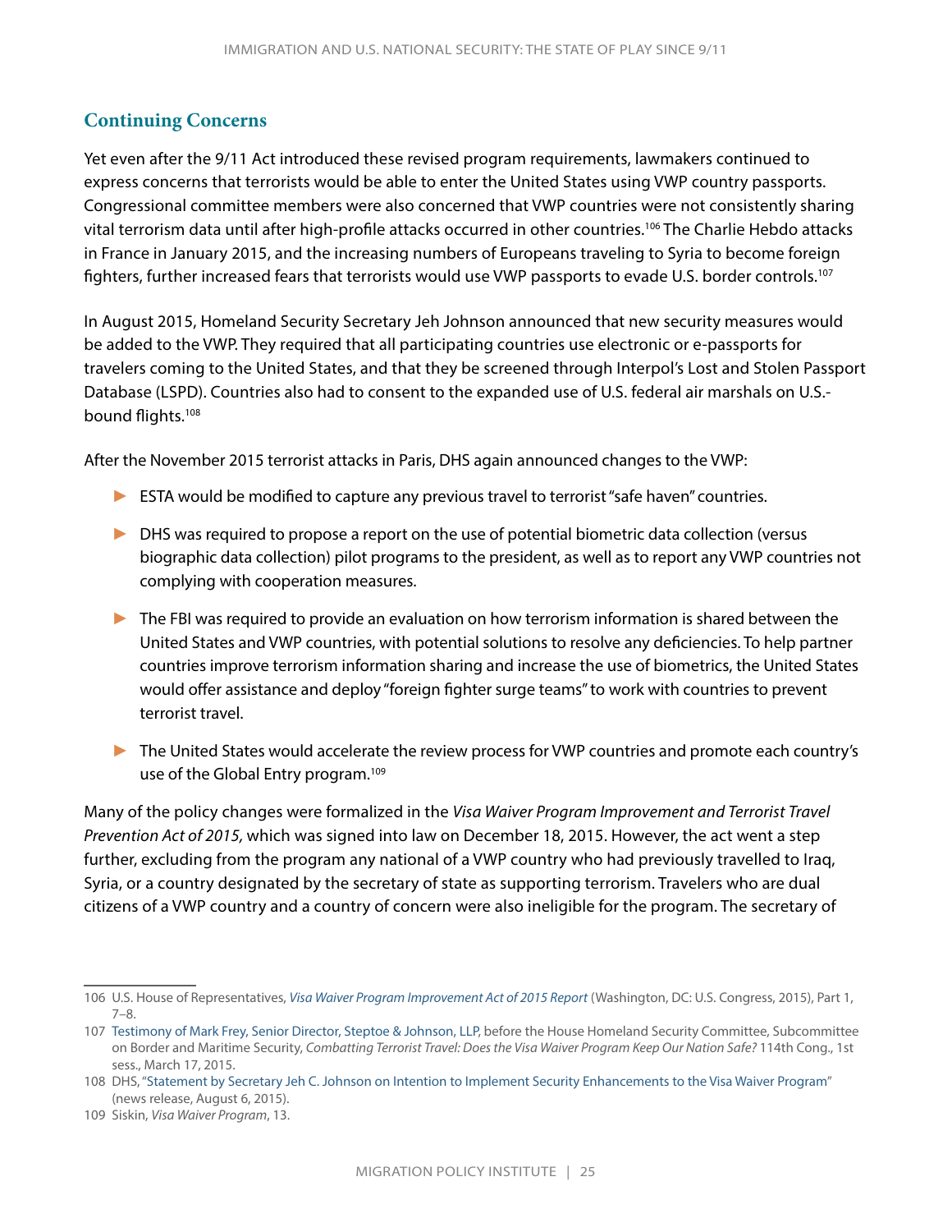## Continuing Concerns

Yet even after the 9/11 Act introduced these revised program requirements, lawmakers continued to express concerns that terrorists would be able to enter the United States using VWP country passports. Congressional committee members were also concerned that VWP countries were not consistently sharing vital terrorism data until after high-profile attacks occurred in other countries.[106] The Charlie Hebdo attacks in France in January 2015, and the increasing numbers of Europeans traveling to Syria to become foreign fighters, further increased fears that terrorists would use VWP passports to evade U.S. border controls.[107]

In August 2015, Homeland Security Secretary Jeh Johnson announced that new security measures would be added to the VWP. They required that all participating countries use electronic or e-passports for travelers coming to the United States, and that they be screened through Interpol's Lost and Stolen Passport Database (LSPD). Countries also had to consent to the expanded use of U.S. federal air marshals on U.S.-bound flights.[108]

After the November 2015 terrorist attacks in Paris, DHS again announced changes to the VWP:

- ESTA would be modified to capture any previous travel to terrorist "safe haven" countries.
- DHS was required to propose a report on the use of potential biometric data collection (versus biographic data collection) pilot programs to the president, as well as to report any VWP countries not complying with cooperation measures.
- The FBI was required to provide an evaluation on how terrorism information is shared between the United States and VWP countries, with potential solutions to resolve any deficiencies. To help partner countries improve terrorism information sharing and increase the use of biometrics, the United States would offer assistance and deploy "foreign fighter surge teams" to work with countries to prevent terrorist travel.
- The United States would accelerate the review process for VWP countries and promote each country's use of the Global Entry program.[109]

Many of the policy changes were formalized in the *Visa Waiver Program Improvement and Terrorist Travel Prevention Act of 2015,* which was signed into law on December 18, 2015. However, the act went a step further, excluding from the program any national of a VWP country who had previously travelled to Iraq, Syria, or a country designated by the secretary of state as supporting terrorism. Travelers who are dual citizens of a VWP country and a country of concern were also ineligible for the program. The secretary of

---

106 U.S. House of Representatives, *Visa Waiver Program Improvement Act of 2015 Report* (Washington, DC: U.S. Congress, 2015), Part 1, 7–8.

107 Testimony of Mark Frey, Senior Director, Steptoe & Johnson, LLP, before the House Homeland Security Committee, Subcommittee on Border and Maritime Security, *Combatting Terrorist Travel: Does the Visa Waiver Program Keep Our Nation Safe?* 114th Cong., 1st sess., March 17, 2015.

108 DHS, "Statement by Secretary Jeh C. Johnson on Intention to Implement Security Enhancements to the Visa Waiver Program" (news release, August 6, 2015).

109 Siskin, *Visa Waiver Program*, 13.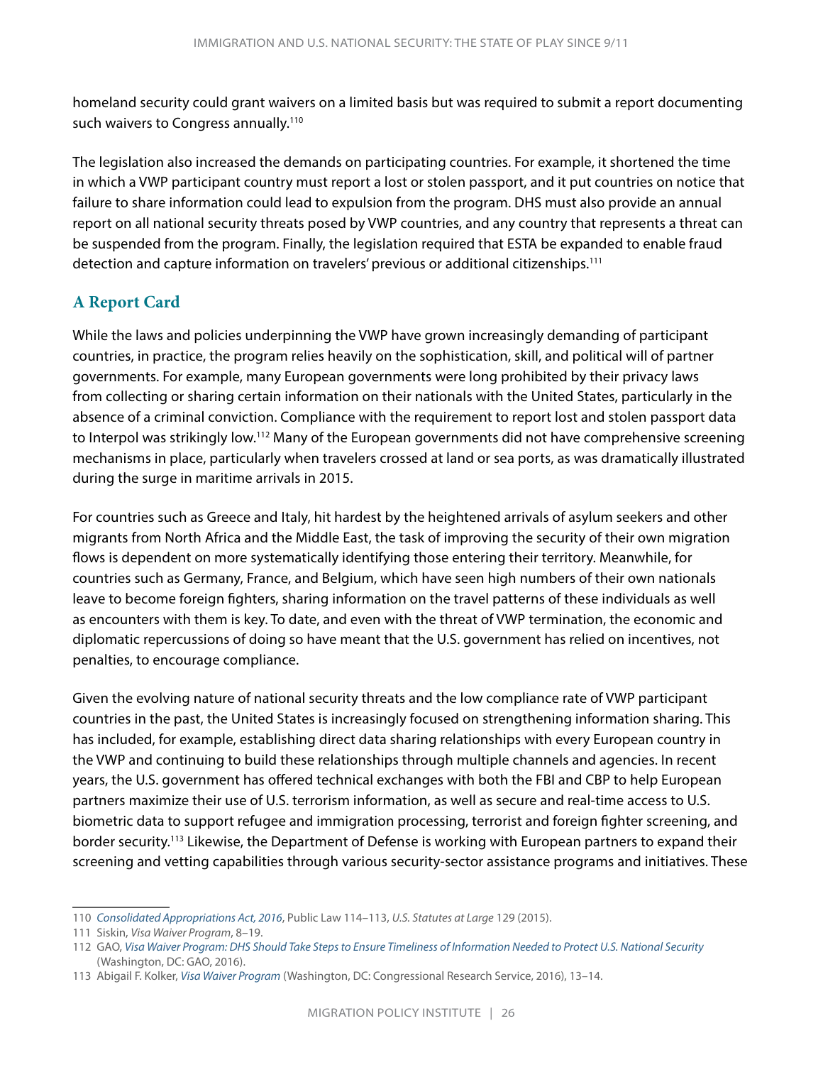homeland security could grant waivers on a limited basis but was required to submit a report documenting such waivers to Congress annually.[110]

The legislation also increased the demands on participating countries. For example, it shortened the time in which a VWP participant country must report a lost or stolen passport, and it put countries on notice that failure to share information could lead to expulsion from the program. DHS must also provide an annual report on all national security threats posed by VWP countries, and any country that represents a threat can be suspended from the program. Finally, the legislation required that ESTA be expanded to enable fraud detection and capture information on travelers' previous or additional citizenships.[111]

## A Report Card

While the laws and policies underpinning the VWP have grown increasingly demanding of participant countries, in practice, the program relies heavily on the sophistication, skill, and political will of partner governments. For example, many European governments were long prohibited by their privacy laws from collecting or sharing certain information on their nationals with the United States, particularly in the absence of a criminal conviction. Compliance with the requirement to report lost and stolen passport data to Interpol was strikingly low.[112] Many of the European governments did not have comprehensive screening mechanisms in place, particularly when travelers crossed at land or sea ports, as was dramatically illustrated during the surge in maritime arrivals in 2015.

For countries such as Greece and Italy, hit hardest by the heightened arrivals of asylum seekers and other migrants from North Africa and the Middle East, the task of improving the security of their own migration flows is dependent on more systematically identifying those entering their territory. Meanwhile, for countries such as Germany, France, and Belgium, which have seen high numbers of their own nationals leave to become foreign fighters, sharing information on the travel patterns of these individuals as well as encounters with them is key. To date, and even with the threat of VWP termination, the economic and diplomatic repercussions of doing so have meant that the U.S. government has relied on incentives, not penalties, to encourage compliance.

Given the evolving nature of national security threats and the low compliance rate of VWP participant countries in the past, the United States is increasingly focused on strengthening information sharing. This has included, for example, establishing direct data sharing relationships with every European country in the VWP and continuing to build these relationships through multiple channels and agencies. In recent years, the U.S. government has offered technical exchanges with both the FBI and CBP to help European partners maximize their use of U.S. terrorism information, as well as secure and real-time access to U.S. biometric data to support refugee and immigration processing, terrorist and foreign fighter screening, and border security.[113] Likewise, the Department of Defense is working with European partners to expand their screening and vetting capabilities through various security-sector assistance programs and initiatives. These

---

110 *Consolidated Appropriations Act, 2016*, Public Law 114–113, *U.S. Statutes at Large* 129 (2015).

111 Siskin, *Visa Waiver Program*, 8–19.

112 GAO, *Visa Waiver Program: DHS Should Take Steps to Ensure Timeliness of Information Needed to Protect U.S. National Security* (Washington, DC: GAO, 2016).

113 Abigail F. Kolker, *Visa Waiver Program* (Washington, DC: Congressional Research Service, 2016), 13–14.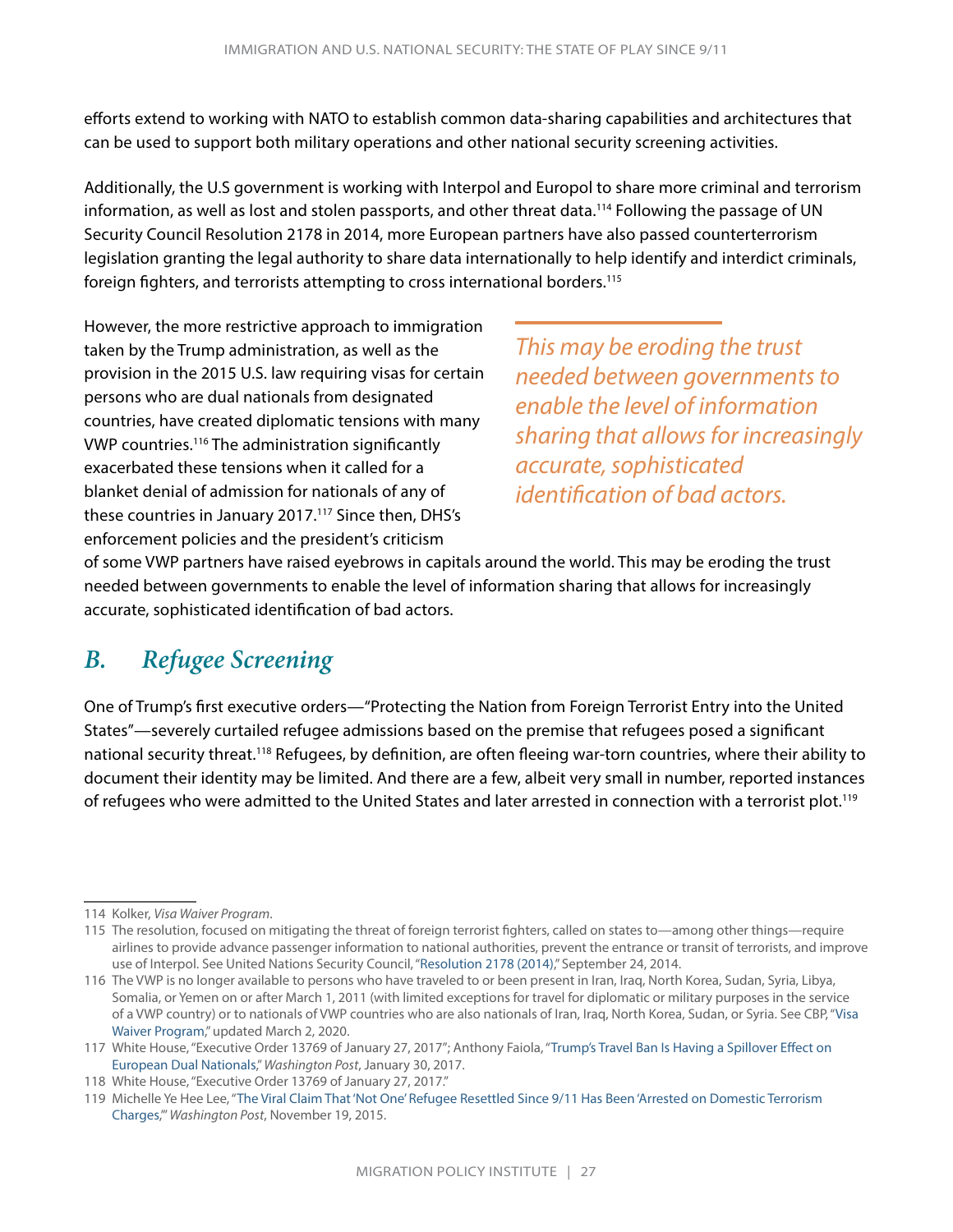efforts extend to working with NATO to establish common data-sharing capabilities and architectures that can be used to support both military operations and other national security screening activities.

Additionally, the U.S government is working with Interpol and Europol to share more criminal and terrorism information, as well as lost and stolen passports, and other threat data.[114] Following the passage of UN Security Council Resolution 2178 in 2014, more European partners have also passed counterterrorism legislation granting the legal authority to share data internationally to help identify and interdict criminals, foreign fighters, and terrorists attempting to cross international borders.[115]

However, the more restrictive approach to immigration taken by the Trump administration, as well as the provision in the 2015 U.S. law requiring visas for certain persons who are dual nationals from designated countries, have created diplomatic tensions with many VWP countries.[116] The administration significantly exacerbated these tensions when it called for a blanket denial of admission for nationals of any of these countries in January 2017.[117] Since then, DHS's enforcement policies and the president's criticism of some VWP partners have raised eyebrows in capitals around the world. This may be eroding the trust needed between governments to enable the level of information sharing that allows for increasingly accurate, sophisticated identification of bad actors.

> *This may be eroding the trust needed between governments to enable the level of information sharing that allows for increasingly accurate, sophisticated identification of bad actors.*

## *B. Refugee Screening*

One of Trump's first executive orders—"Protecting the Nation from Foreign Terrorist Entry into the United States"—severely curtailed refugee admissions based on the premise that refugees posed a significant national security threat.[118] Refugees, by definition, are often fleeing war-torn countries, where their ability to document their identity may be limited. And there are a few, albeit very small in number, reported instances of refugees who were admitted to the United States and later arrested in connection with a terrorist plot.[119]

---

114 Kolker, *Visa Waiver Program*.

115 The resolution, focused on mitigating the threat of foreign terrorist fighters, called on states to—among other things—require airlines to provide advance passenger information to national authorities, prevent the entrance or transit of terrorists, and improve use of Interpol. See United Nations Security Council, "Resolution 2178 (2014)," September 24, 2014.

116 The VWP is no longer available to persons who have traveled to or been present in Iran, Iraq, North Korea, Sudan, Syria, Libya, Somalia, or Yemen on or after March 1, 2011 (with limited exceptions for travel for diplomatic or military purposes in the service of a VWP country) or to nationals of VWP countries who are also nationals of Iran, Iraq, North Korea, Sudan, or Syria. See CBP, "Visa Waiver Program," updated March 2, 2020.

117 White House, "Executive Order 13769 of January 27, 2017"; Anthony Faiola, "Trump's Travel Ban Is Having a Spillover Effect on European Dual Nationals," *Washington Post*, January 30, 2017.

118 White House, "Executive Order 13769 of January 27, 2017."

119 Michelle Ye Hee Lee, "The Viral Claim That 'Not One' Refugee Resettled Since 9/11 Has Been 'Arrested on Domestic Terrorism Charges,'" *Washington Post*, November 19, 2015.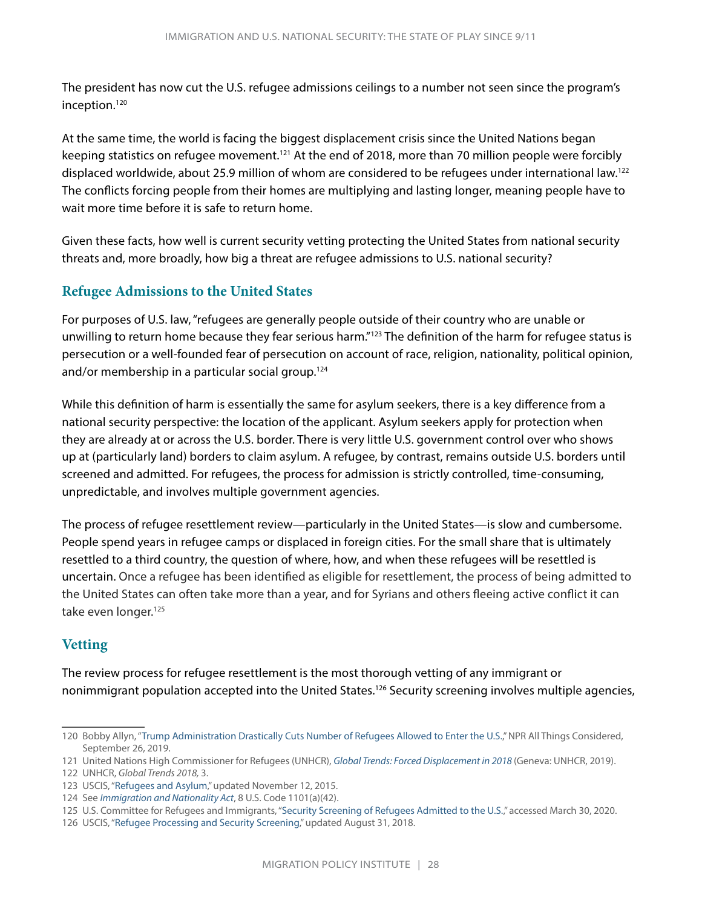The president has now cut the U.S. refugee admissions ceilings to a number not seen since the program's inception.[120]

At the same time, the world is facing the biggest displacement crisis since the United Nations began keeping statistics on refugee movement.[121] At the end of 2018, more than 70 million people were forcibly displaced worldwide, about 25.9 million of whom are considered to be refugees under international law.[122] The conflicts forcing people from their homes are multiplying and lasting longer, meaning people have to wait more time before it is safe to return home.

Given these facts, how well is current security vetting protecting the United States from national security threats and, more broadly, how big a threat are refugee admissions to U.S. national security?

## Refugee Admissions to the United States

For purposes of U.S. law, "refugees are generally people outside of their country who are unable or unwilling to return home because they fear serious harm."[123] The definition of the harm for refugee status is persecution or a well-founded fear of persecution on account of race, religion, nationality, political opinion, and/or membership in a particular social group.[124]

While this definition of harm is essentially the same for asylum seekers, there is a key difference from a national security perspective: the location of the applicant. Asylum seekers apply for protection when they are already at or across the U.S. border. There is very little U.S. government control over who shows up at (particularly land) borders to claim asylum. A refugee, by contrast, remains outside U.S. borders until screened and admitted. For refugees, the process for admission is strictly controlled, time-consuming, unpredictable, and involves multiple government agencies.

The process of refugee resettlement review—particularly in the United States—is slow and cumbersome. People spend years in refugee camps or displaced in foreign cities. For the small share that is ultimately resettled to a third country, the question of where, how, and when these refugees will be resettled is uncertain. Once a refugee has been identified as eligible for resettlement, the process of being admitted to the United States can often take more than a year, and for Syrians and others fleeing active conflict it can take even longer.[125]

## Vetting

The review process for refugee resettlement is the most thorough vetting of any immigrant or nonimmigrant population accepted into the United States.[126] Security screening involves multiple agencies,

---

120 Bobby Allyn, "Trump Administration Drastically Cuts Number of Refugees Allowed to Enter the U.S.," NPR All Things Considered, September 26, 2019.

121 United Nations High Commissioner for Refugees (UNHCR), *Global Trends: Forced Displacement in 2018* (Geneva: UNHCR, 2019).

122 UNHCR, *Global Trends 2018,* 3.

123 USCIS, "Refugees and Asylum," updated November 12, 2015.

124 See *Immigration and Nationality Act*, 8 U.S. Code 1101(a)(42).

125 U.S. Committee for Refugees and Immigrants, "Security Screening of Refugees Admitted to the U.S.," accessed March 30, 2020.

126 USCIS, "Refugee Processing and Security Screening," updated August 31, 2018.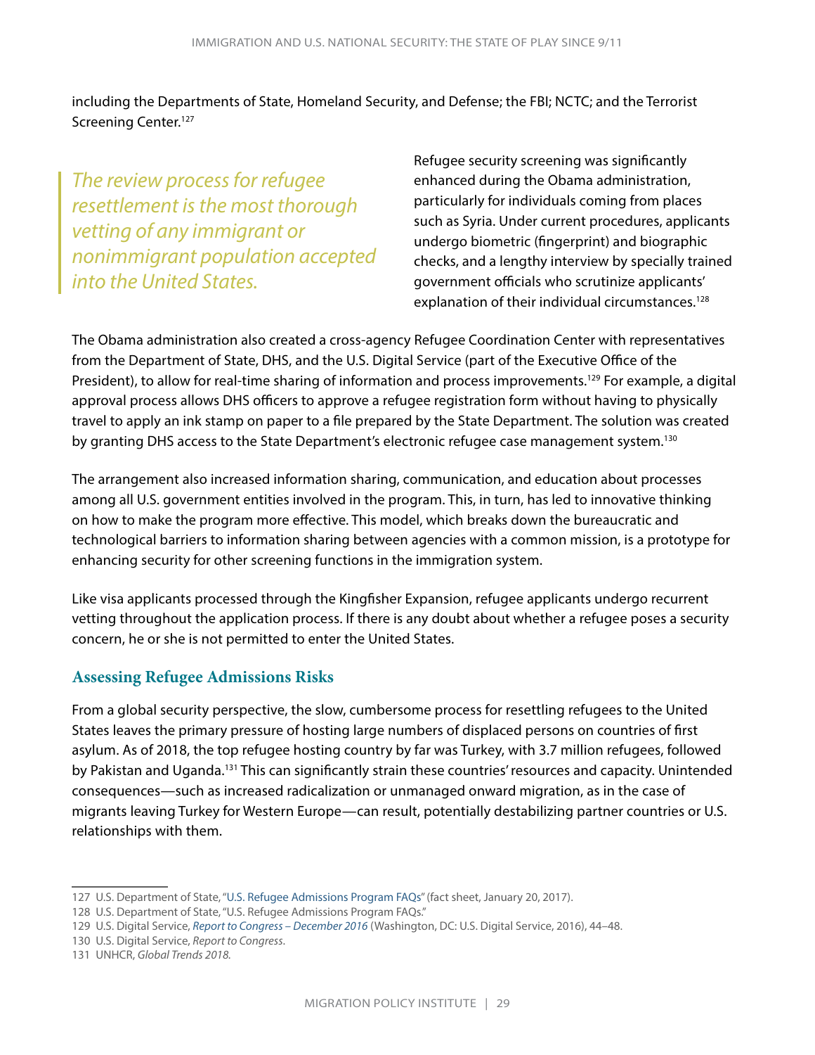including the Departments of State, Homeland Security, and Defense; the FBI; NCTC; and the Terrorist Screening Center.[127]

*The review process for refugee resettlement is the most thorough vetting of any immigrant or nonimmigrant population accepted into the United States.*

Refugee security screening was significantly enhanced during the Obama administration, particularly for individuals coming from places such as Syria. Under current procedures, applicants undergo biometric (fingerprint) and biographic checks, and a lengthy interview by specially trained government officials who scrutinize applicants' explanation of their individual circumstances.[128]

The Obama administration also created a cross-agency Refugee Coordination Center with representatives from the Department of State, DHS, and the U.S. Digital Service (part of the Executive Office of the President), to allow for real-time sharing of information and process improvements.[129] For example, a digital approval process allows DHS officers to approve a refugee registration form without having to physically travel to apply an ink stamp on paper to a file prepared by the State Department. The solution was created by granting DHS access to the State Department's electronic refugee case management system.[130]

The arrangement also increased information sharing, communication, and education about processes among all U.S. government entities involved in the program. This, in turn, has led to innovative thinking on how to make the program more effective. This model, which breaks down the bureaucratic and technological barriers to information sharing between agencies with a common mission, is a prototype for enhancing security for other screening functions in the immigration system.

Like visa applicants processed through the Kingfisher Expansion, refugee applicants undergo recurrent vetting throughout the application process. If there is any doubt about whether a refugee poses a security concern, he or she is not permitted to enter the United States.

## Assessing Refugee Admissions Risks

From a global security perspective, the slow, cumbersome process for resettling refugees to the United States leaves the primary pressure of hosting large numbers of displaced persons on countries of first asylum. As of 2018, the top refugee hosting country by far was Turkey, with 3.7 million refugees, followed by Pakistan and Uganda.[131] This can significantly strain these countries' resources and capacity. Unintended consequences—such as increased radicalization or unmanaged onward migration, as in the case of migrants leaving Turkey for Western Europe—can result, potentially destabilizing partner countries or U.S. relationships with them.

---

127 U.S. Department of State, "U.S. Refugee Admissions Program FAQs" (fact sheet, January 20, 2017).

128 U.S. Department of State, "U.S. Refugee Admissions Program FAQs."

129 U.S. Digital Service, *Report to Congress – December 2016* (Washington, DC: U.S. Digital Service, 2016), 44–48.

130 U.S. Digital Service, *Report to Congress*.

131 UNHCR, *Global Trends 2018*.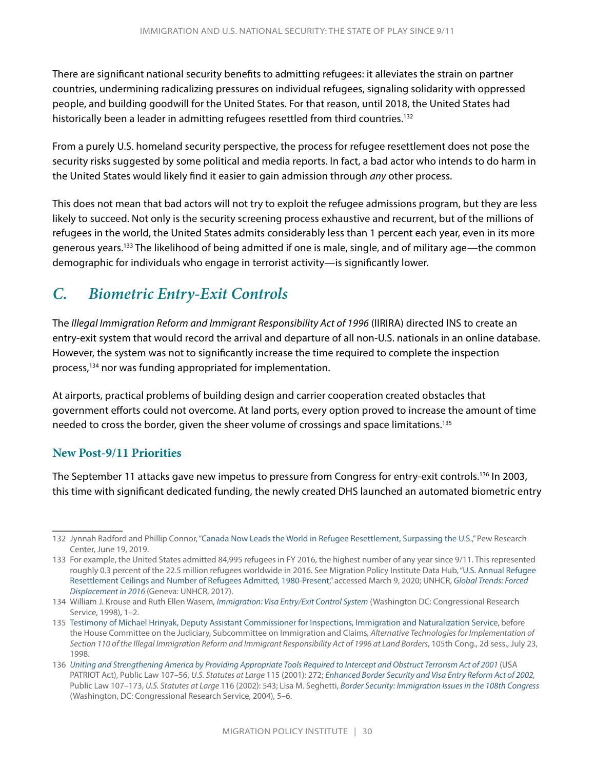There are significant national security benefits to admitting refugees: it alleviates the strain on partner countries, undermining radicalizing pressures on individual refugees, signaling solidarity with oppressed people, and building goodwill for the United States. For that reason, until 2018, the United States had historically been a leader in admitting refugees resettled from third countries.[132]

From a purely U.S. homeland security perspective, the process for refugee resettlement does not pose the security risks suggested by some political and media reports. In fact, a bad actor who intends to do harm in the United States would likely find it easier to gain admission through *any* other process.

This does not mean that bad actors will not try to exploit the refugee admissions program, but they are less likely to succeed. Not only is the security screening process exhaustive and recurrent, but of the millions of refugees in the world, the United States admits considerably less than 1 percent each year, even in its more generous years.[133] The likelihood of being admitted if one is male, single, and of military age—the common demographic for individuals who engage in terrorist activity—is significantly lower.

## C. Biometric Entry-Exit Controls

The *Illegal Immigration Reform and Immigrant Responsibility Act of 1996* (IIRIRA) directed INS to create an entry-exit system that would record the arrival and departure of all non-U.S. nationals in an online database. However, the system was not to significantly increase the time required to complete the inspection process,[134] nor was funding appropriated for implementation.

At airports, practical problems of building design and carrier cooperation created obstacles that government efforts could not overcome. At land ports, every option proved to increase the amount of time needed to cross the border, given the sheer volume of crossings and space limitations.[135]

### New Post-9/11 Priorities

The September 11 attacks gave new impetus to pressure from Congress for entry-exit controls.[136] In 2003, this time with significant dedicated funding, the newly created DHS launched an automated biometric entry

---

132 Jynnah Radford and Phillip Connor, "Canada Now Leads the World in Refugee Resettlement, Surpassing the U.S.," Pew Research Center, June 19, 2019.

133 For example, the United States admitted 84,995 refugees in FY 2016, the highest number of any year since 9/11. This represented roughly 0.3 percent of the 22.5 million refugees worldwide in 2016. See Migration Policy Institute Data Hub, "U.S. Annual Refugee Resettlement Ceilings and Number of Refugees Admitted, 1980-Present," accessed March 9, 2020; UNHCR, *Global Trends: Forced Displacement in 2016* (Geneva: UNHCR, 2017).

134 William J. Krouse and Ruth Ellen Wasem, *Immigration: Visa Entry/Exit Control System* (Washington DC: Congressional Research Service, 1998), 1–2.

135 Testimony of Michael Hrinyak, Deputy Assistant Commissioner for Inspections, Immigration and Naturalization Service, before the House Committee on the Judiciary, Subcommittee on Immigration and Claims, *Alternative Technologies for Implementation of Section 110 of the Illegal Immigration Reform and Immigrant Responsibility Act of 1996 at Land Borders*, 105th Cong., 2d sess., July 23, 1998.

136 *Uniting and Strengthening America by Providing Appropriate Tools Required to Intercept and Obstruct Terrorism Act of 2001* (USA PATRIOT Act), Public Law 107–56, *U.S. Statutes at Large* 115 (2001): 272; *Enhanced Border Security and Visa Entry Reform Act of 2002,* Public Law 107–173, *U.S. Statutes at Large* 116 (2002): 543; Lisa M. Seghetti, *Border Security: Immigration Issues in the 108th Congress* (Washington, DC: Congressional Research Service, 2004), 5–6.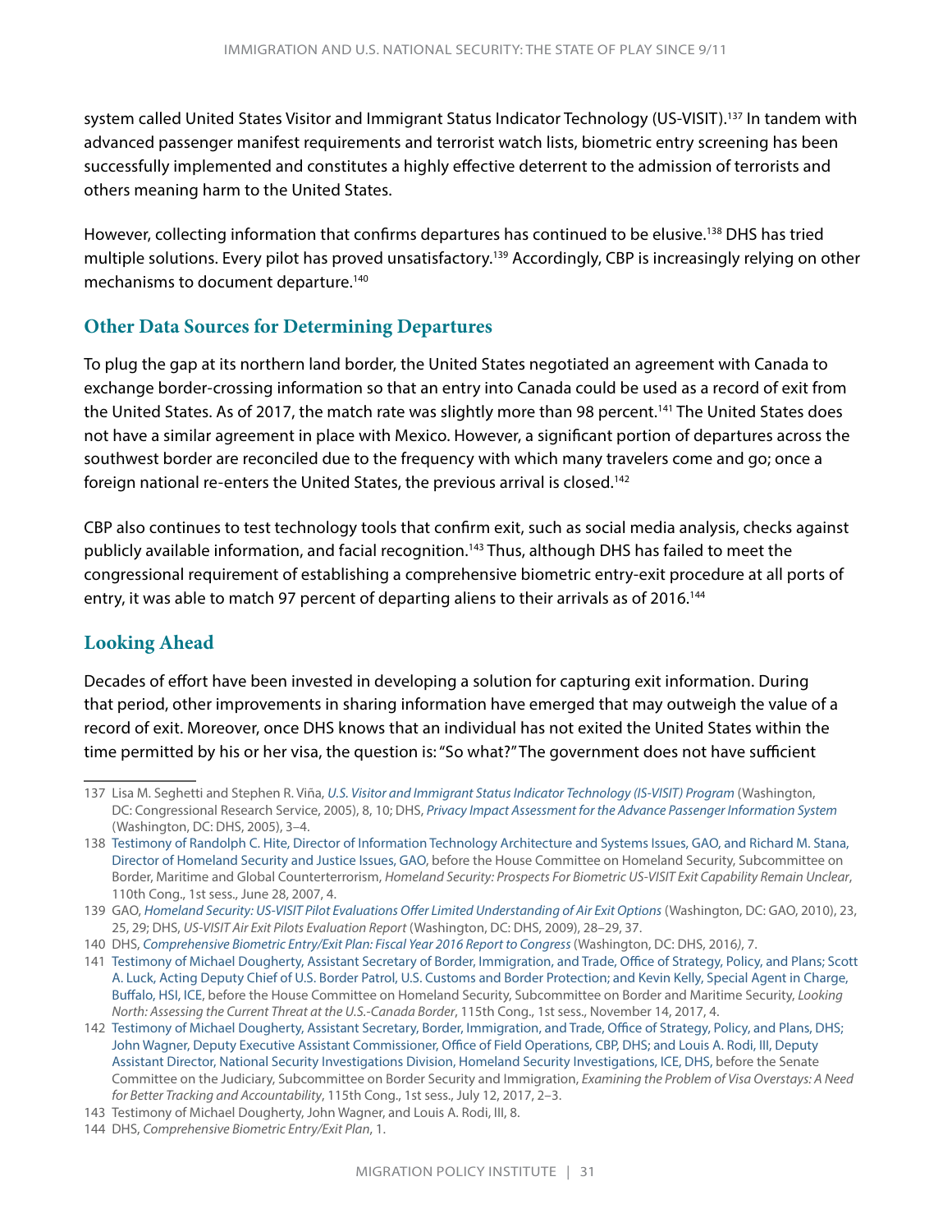system called United States Visitor and Immigrant Status Indicator Technology (US-VISIT).[137] In tandem with advanced passenger manifest requirements and terrorist watch lists, biometric entry screening has been successfully implemented and constitutes a highly effective deterrent to the admission of terrorists and others meaning harm to the United States.

However, collecting information that confirms departures has continued to be elusive.[138] DHS has tried multiple solutions. Every pilot has proved unsatisfactory.[139] Accordingly, CBP is increasingly relying on other mechanisms to document departure.[140]

### Other Data Sources for Determining Departures

To plug the gap at its northern land border, the United States negotiated an agreement with Canada to exchange border-crossing information so that an entry into Canada could be used as a record of exit from the United States. As of 2017, the match rate was slightly more than 98 percent.[141] The United States does not have a similar agreement in place with Mexico. However, a significant portion of departures across the southwest border are reconciled due to the frequency with which many travelers come and go; once a foreign national re-enters the United States, the previous arrival is closed.[142]

CBP also continues to test technology tools that confirm exit, such as social media analysis, checks against publicly available information, and facial recognition.[143] Thus, although DHS has failed to meet the congressional requirement of establishing a comprehensive biometric entry-exit procedure at all ports of entry, it was able to match 97 percent of departing aliens to their arrivals as of 2016.[144]

### Looking Ahead

Decades of effort have been invested in developing a solution for capturing exit information. During that period, other improvements in sharing information have emerged that may outweigh the value of a record of exit. Moreover, once DHS knows that an individual has not exited the United States within the time permitted by his or her visa, the question is: "So what?" The government does not have sufficient

---

137 Lisa M. Seghetti and Stephen R. Viña, *U.S. Visitor and Immigrant Status Indicator Technology (IS-VISIT) Program* (Washington, DC: Congressional Research Service, 2005), 8, 10; DHS, *Privacy Impact Assessment for the Advance Passenger Information System* (Washington, DC: DHS, 2005), 3–4.

138 Testimony of Randolph C. Hite, Director of Information Technology Architecture and Systems Issues, GAO, and Richard M. Stana, Director of Homeland Security and Justice Issues, GAO, before the House Committee on Homeland Security, Subcommittee on Border, Maritime and Global Counterterrorism, *Homeland Security: Prospects For Biometric US-VISIT Exit Capability Remain Unclear*, 110th Cong., 1st sess., June 28, 2007, 4.

139 GAO, *Homeland Security: US-VISIT Pilot Evaluations Offer Limited Understanding of Air Exit Options* (Washington, DC: GAO, 2010), 23, 25, 29; DHS, *US-VISIT Air Exit Pilots Evaluation Report* (Washington, DC: DHS, 2009), 28–29, 37.

140 DHS, *Comprehensive Biometric Entry/Exit Plan: Fiscal Year 2016 Report to Congress* (Washington, DC: DHS, 2016), 7.

141 Testimony of Michael Dougherty, Assistant Secretary of Border, Immigration, and Trade, Office of Strategy, Policy, and Plans; Scott A. Luck, Acting Deputy Chief of U.S. Border Patrol, U.S. Customs and Border Protection; and Kevin Kelly, Special Agent in Charge, Buffalo, HSI, ICE, before the House Committee on Homeland Security, Subcommittee on Border and Maritime Security, *Looking North: Assessing the Current Threat at the U.S.-Canada Border*, 115th Cong., 1st sess., November 14, 2017, 4.

142 Testimony of Michael Dougherty, Assistant Secretary, Border, Immigration, and Trade, Office of Strategy, Policy, and Plans, DHS; John Wagner, Deputy Executive Assistant Commissioner, Office of Field Operations, CBP, DHS; and Louis A. Rodi, III, Deputy Assistant Director, National Security Investigations Division, Homeland Security Investigations, ICE, DHS, before the Senate Committee on the Judiciary, Subcommittee on Border Security and Immigration, *Examining the Problem of Visa Overstays: A Need for Better Tracking and Accountability*, 115th Cong., 1st sess., July 12, 2017, 2–3.

143 Testimony of Michael Dougherty, John Wagner, and Louis A. Rodi, III, 8.

144 DHS, *Comprehensive Biometric Entry/Exit Plan*, 1.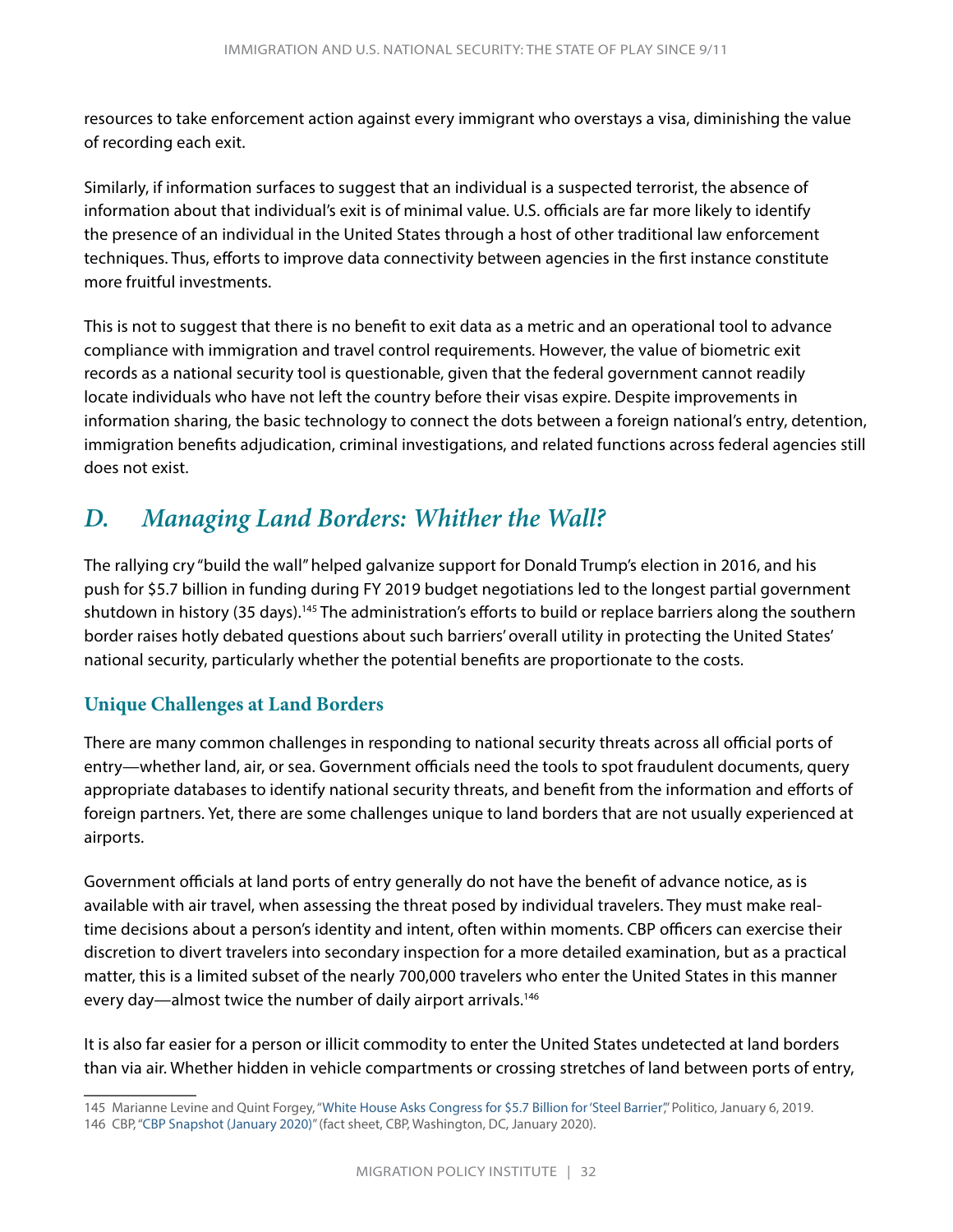resources to take enforcement action against every immigrant who overstays a visa, diminishing the value of recording each exit.

Similarly, if information surfaces to suggest that an individual is a suspected terrorist, the absence of information about that individual's exit is of minimal value. U.S. officials are far more likely to identify the presence of an individual in the United States through a host of other traditional law enforcement techniques. Thus, efforts to improve data connectivity between agencies in the first instance constitute more fruitful investments.

This is not to suggest that there is no benefit to exit data as a metric and an operational tool to advance compliance with immigration and travel control requirements. However, the value of biometric exit records as a national security tool is questionable, given that the federal government cannot readily locate individuals who have not left the country before their visas expire. Despite improvements in information sharing, the basic technology to connect the dots between a foreign national's entry, detention, immigration benefits adjudication, criminal investigations, and related functions across federal agencies still does not exist.

## *D. Managing Land Borders: Whither the Wall?*

The rallying cry "build the wall" helped galvanize support for Donald Trump's election in 2016, and his push for $5.7 billion in funding during FY 2019 budget negotiations led to the longest partial government shutdown in history (35 days).[145] The administration's efforts to build or replace barriers along the southern border raises hotly debated questions about such barriers' overall utility in protecting the United States' national security, particularly whether the potential benefits are proportionate to the costs.

### Unique Challenges at Land Borders

There are many common challenges in responding to national security threats across all official ports of entry—whether land, air, or sea. Government officials need the tools to spot fraudulent documents, query appropriate databases to identify national security threats, and benefit from the information and efforts of foreign partners. Yet, there are some challenges unique to land borders that are not usually experienced at airports.

Government officials at land ports of entry generally do not have the benefit of advance notice, as is available with air travel, when assessing the threat posed by individual travelers. They must make real-time decisions about a person's identity and intent, often within moments. CBP officers can exercise their discretion to divert travelers into secondary inspection for a more detailed examination, but as a practical matter, this is a limited subset of the nearly 700,000 travelers who enter the United States in this manner every day—almost twice the number of daily airport arrivals.[146]

It is also far easier for a person or illicit commodity to enter the United States undetected at land borders than via air. Whether hidden in vehicle compartments or crossing stretches of land between ports of entry,

---

145 Marianne Levine and Quint Forgey, "White House Asks Congress for $5.7 Billion for 'Steel Barrier'," Politico, January 6, 2019.

146 CBP, "CBP Snapshot (January 2020)" (fact sheet, CBP, Washington, DC, January 2020).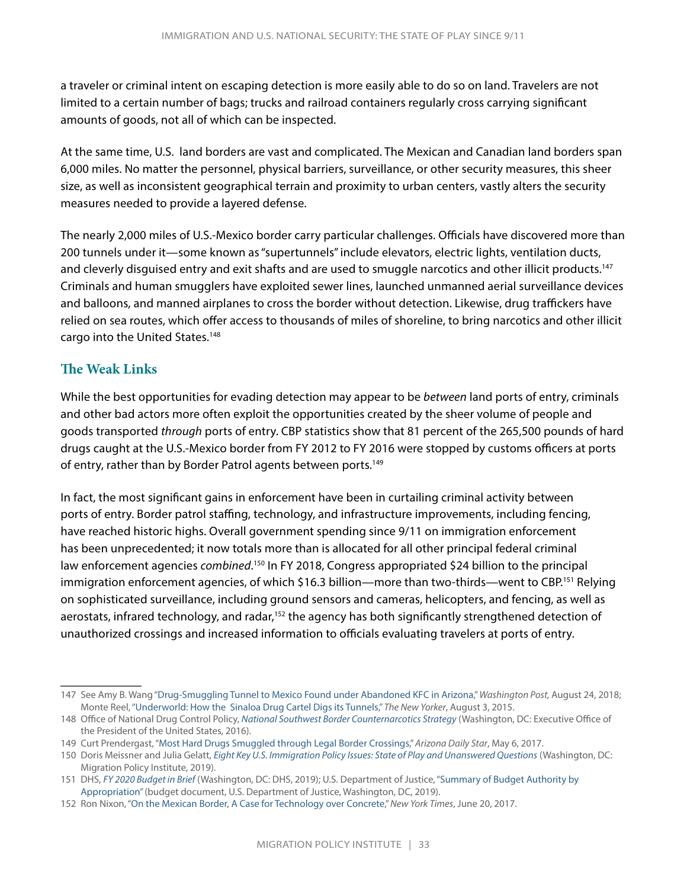a traveler or criminal intent on escaping detection is more easily able to do so on land. Travelers are not limited to a certain number of bags; trucks and railroad containers regularly cross carrying significant amounts of goods, not all of which can be inspected.

At the same time, U.S. land borders are vast and complicated. The Mexican and Canadian land borders span 6,000 miles. No matter the personnel, physical barriers, surveillance, or other security measures, this sheer size, as well as inconsistent geographical terrain and proximity to urban centers, vastly alters the security measures needed to provide a layered defense.

The nearly 2,000 miles of U.S.-Mexico border carry particular challenges. Officials have discovered more than 200 tunnels under it—some known as "supertunnels" include elevators, electric lights, ventilation ducts, and cleverly disguised entry and exit shafts and are used to smuggle narcotics and other illicit products.[147] Criminals and human smugglers have exploited sewer lines, launched unmanned aerial surveillance devices and balloons, and manned airplanes to cross the border without detection. Likewise, drug traffickers have relied on sea routes, which offer access to thousands of miles of shoreline, to bring narcotics and other illicit cargo into the United States.[148]

## The Weak Links

While the best opportunities for evading detection may appear to be *between* land ports of entry, criminals and other bad actors more often exploit the opportunities created by the sheer volume of people and goods transported *through* ports of entry. CBP statistics show that 81 percent of the 265,500 pounds of hard drugs caught at the U.S.-Mexico border from FY 2012 to FY 2016 were stopped by customs officers at ports of entry, rather than by Border Patrol agents between ports.[149]

In fact, the most significant gains in enforcement have been in curtailing criminal activity between ports of entry. Border patrol staffing, technology, and infrastructure improvements, including fencing, have reached historic highs. Overall government spending since 9/11 on immigration enforcement has been unprecedented; it now totals more than is allocated for all other principal federal criminal law enforcement agencies *combined*.[150] In FY 2018, Congress appropriated $24 billion to the principal immigration enforcement agencies, of which $16.3 billion—more than two-thirds—went to CBP.[151] Relying on sophisticated surveillance, including ground sensors and cameras, helicopters, and fencing, as well as aerostats, infrared technology, and radar,[152] the agency has both significantly strengthened detection of unauthorized crossings and increased information to officials evaluating travelers at ports of entry.

---

147 See Amy B. Wang "Drug-Smuggling Tunnel to Mexico Found under Abandoned KFC in Arizona," *Washington Post,* August 24, 2018; Monte Reel, "Underworld: How the Sinaloa Drug Cartel Digs its Tunnels," *The New Yorker*, August 3, 2015.

148 Office of National Drug Control Policy, *National Southwest Border Counternarcotics Strategy* (Washington, DC: Executive Office of the President of the United States, 2016).

149 Curt Prendergast, "Most Hard Drugs Smuggled through Legal Border Crossings," *Arizona Daily Star*, May 6, 2017.

150 Doris Meissner and Julia Gelatt, *Eight Key U.S. Immigration Policy Issues: State of Play and Unanswered Questions* (Washington, DC: Migration Policy Institute, 2019).

151 DHS, *FY 2020 Budget in Brief* (Washington, DC: DHS, 2019); U.S. Department of Justice, "Summary of Budget Authority by Appropriation" (budget document, U.S. Department of Justice, Washington, DC, 2019).

152 Ron Nixon, "On the Mexican Border, A Case for Technology over Concrete," *New York Times*, June 20, 2017.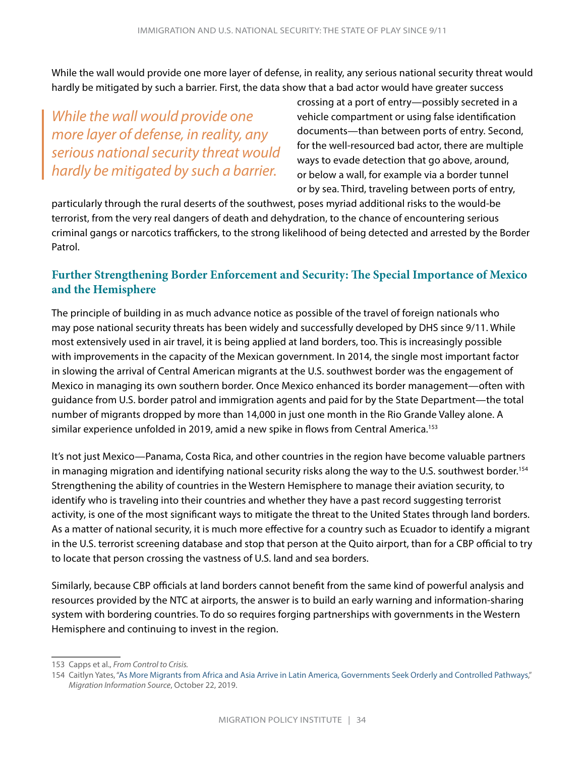While the wall would provide one more layer of defense, in reality, any serious national security threat would hardly be mitigated by such a barrier. First, the data show that a bad actor would have greater success crossing at a port of entry—possibly secreted in a vehicle compartment or using false identification documents—than between ports of entry. Second, for the well-resourced bad actor, there are multiple ways to evade detection that go above, around, or below a wall, for example via a border tunnel or by sea. Third, traveling between ports of entry, particularly through the rural deserts of the southwest, poses myriad additional risks to the would-be terrorist, from the very real dangers of death and dehydration, to the chance of encountering serious criminal gangs or narcotics traffickers, to the strong likelihood of being detected and arrested by the Border Patrol.

> *While the wall would provide one more layer of defense, in reality, any serious national security threat would hardly be mitigated by such a barrier.*

## Further Strengthening Border Enforcement and Security: The Special Importance of Mexico and the Hemisphere

The principle of building in as much advance notice as possible of the travel of foreign nationals who may pose national security threats has been widely and successfully developed by DHS since 9/11. While most extensively used in air travel, it is being applied at land borders, too. This is increasingly possible with improvements in the capacity of the Mexican government. In 2014, the single most important factor in slowing the arrival of Central American migrants at the U.S. southwest border was the engagement of Mexico in managing its own southern border. Once Mexico enhanced its border management—often with guidance from U.S. border patrol and immigration agents and paid for by the State Department—the total number of migrants dropped by more than 14,000 in just one month in the Rio Grande Valley alone. A similar experience unfolded in 2019, amid a new spike in flows from Central America.[153]

It's not just Mexico—Panama, Costa Rica, and other countries in the region have become valuable partners in managing migration and identifying national security risks along the way to the U.S. southwest border.[154] Strengthening the ability of countries in the Western Hemisphere to manage their aviation security, to identify who is traveling into their countries and whether they have a past record suggesting terrorist activity, is one of the most significant ways to mitigate the threat to the United States through land borders. As a matter of national security, it is much more effective for a country such as Ecuador to identify a migrant in the U.S. terrorist screening database and stop that person at the Quito airport, than for a CBP official to try to locate that person crossing the vastness of U.S. land and sea borders.

Similarly, because CBP officials at land borders cannot benefit from the same kind of powerful analysis and resources provided by the NTC at airports, the answer is to build an early warning and information-sharing system with bordering countries. To do so requires forging partnerships with governments in the Western Hemisphere and continuing to invest in the region.

---

153 Capps et al., *From Control to Crisis.*

154 Caitlyn Yates, "As More Migrants from Africa and Asia Arrive in Latin America, Governments Seek Orderly and Controlled Pathways," *Migration Information Source*, October 22, 2019.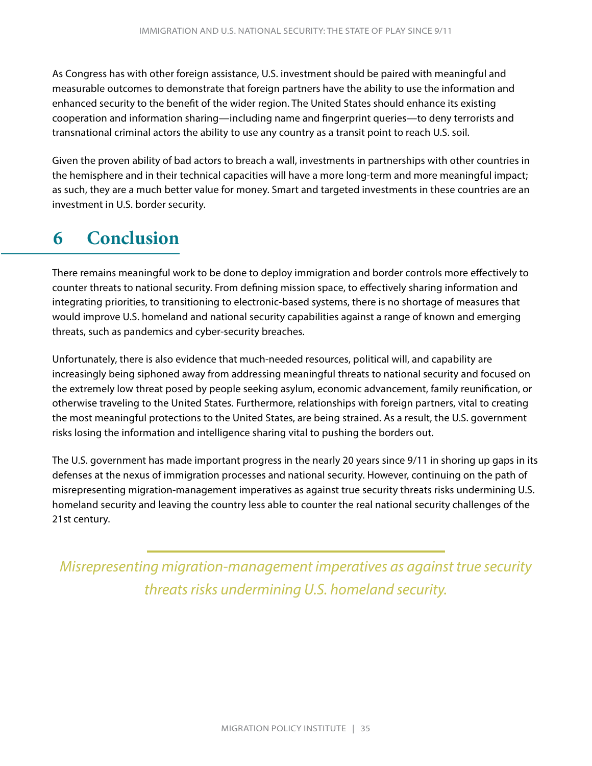As Congress has with other foreign assistance, U.S. investment should be paired with meaningful and measurable outcomes to demonstrate that foreign partners have the ability to use the information and enhanced security to the benefit of the wider region. The United States should enhance its existing cooperation and information sharing—including name and fingerprint queries—to deny terrorists and transnational criminal actors the ability to use any country as a transit point to reach U.S. soil.

Given the proven ability of bad actors to breach a wall, investments in partnerships with other countries in the hemisphere and in their technical capacities will have a more long-term and more meaningful impact; as such, they are a much better value for money. Smart and targeted investments in these countries are an investment in U.S. border security.

# 6 Conclusion

There remains meaningful work to be done to deploy immigration and border controls more effectively to counter threats to national security. From defining mission space, to effectively sharing information and integrating priorities, to transitioning to electronic-based systems, there is no shortage of measures that would improve U.S. homeland and national security capabilities against a range of known and emerging threats, such as pandemics and cyber-security breaches.

Unfortunately, there is also evidence that much-needed resources, political will, and capability are increasingly being siphoned away from addressing meaningful threats to national security and focused on the extremely low threat posed by people seeking asylum, economic advancement, family reunification, or otherwise traveling to the United States. Furthermore, relationships with foreign partners, vital to creating the most meaningful protections to the United States, are being strained. As a result, the U.S. government risks losing the information and intelligence sharing vital to pushing the borders out.

The U.S. government has made important progress in the nearly 20 years since 9/11 in shoring up gaps in its defenses at the nexus of immigration processes and national security. However, continuing on the path of misrepresenting migration-management imperatives as against true security threats risks undermining U.S. homeland security and leaving the country less able to counter the real national security challenges of the 21st century.

*Misrepresenting migration-management imperatives as against true security threats risks undermining U.S. homeland security.*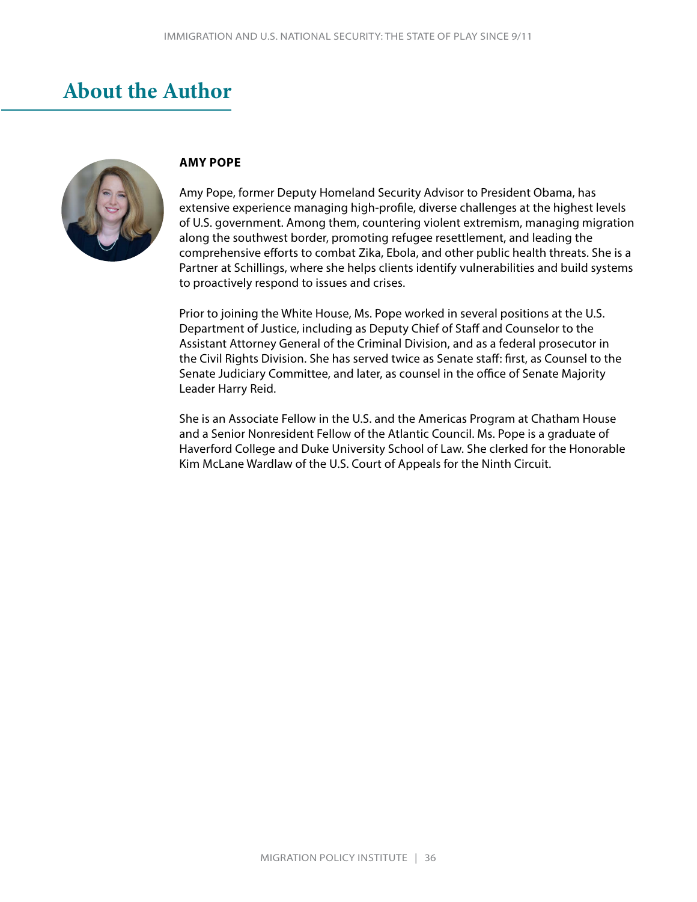# About the Author

**AMY POPE**

Amy Pope, former Deputy Homeland Security Advisor to President Obama, has extensive experience managing high-profile, diverse challenges at the highest levels of U.S. government. Among them, countering violent extremism, managing migration along the southwest border, promoting refugee resettlement, and leading the comprehensive efforts to combat Zika, Ebola, and other public health threats. She is a Partner at Schillings, where she helps clients identify vulnerabilities and build systems to proactively respond to issues and crises.

Prior to joining the White House, Ms. Pope worked in several positions at the U.S. Department of Justice, including as Deputy Chief of Staff and Counselor to the Assistant Attorney General of the Criminal Division, and as a federal prosecutor in the Civil Rights Division. She has served twice as Senate staff: first, as Counsel to the Senate Judiciary Committee, and later, as counsel in the office of Senate Majority Leader Harry Reid.

She is an Associate Fellow in the U.S. and the Americas Program at Chatham House and a Senior Nonresident Fellow of the Atlantic Council. Ms. Pope is a graduate of Haverford College and Duke University School of Law. She clerked for the Honorable Kim McLane Wardlaw of the U.S. Court of Appeals for the Ninth Circuit.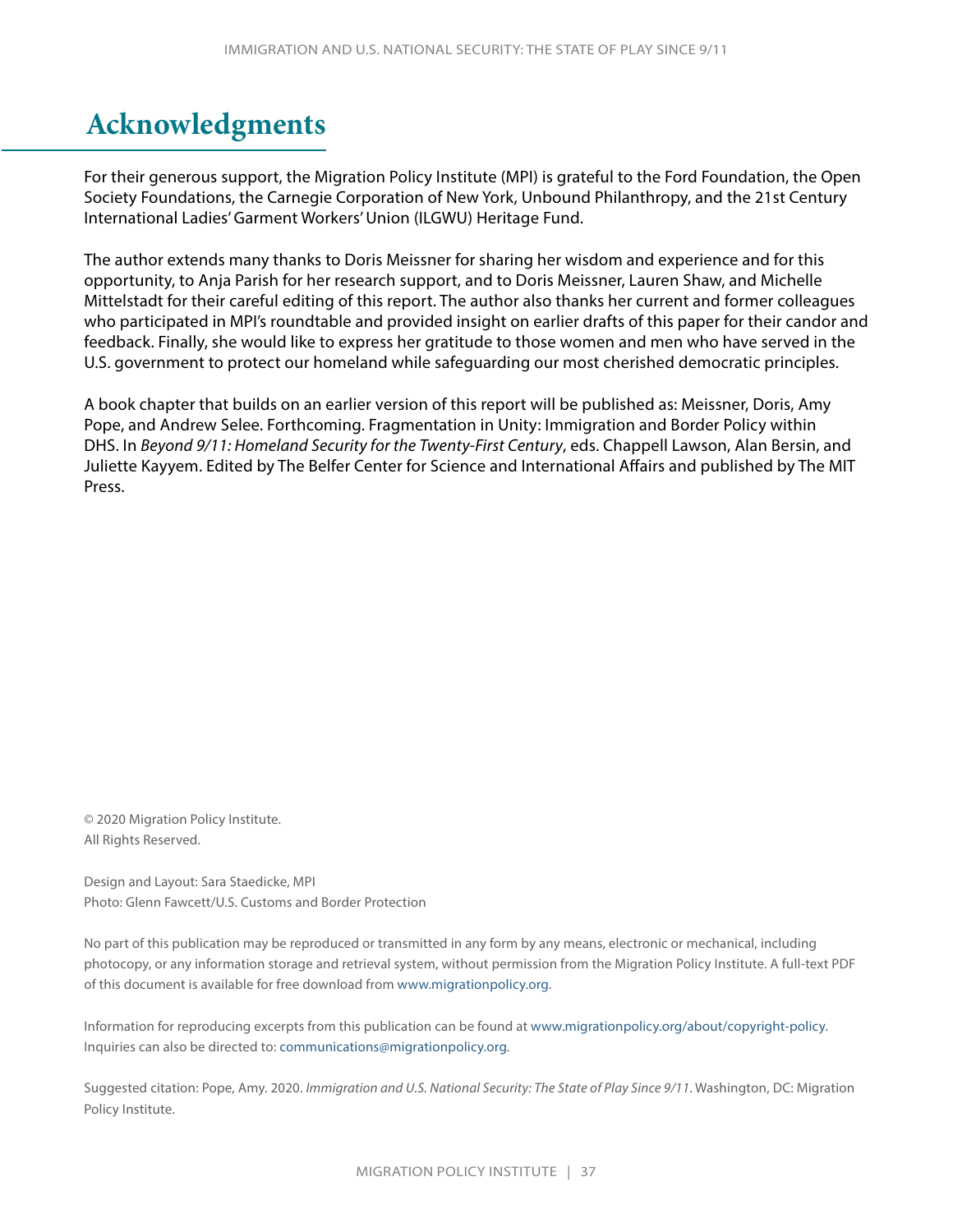# Acknowledgments

For their generous support, the Migration Policy Institute (MPI) is grateful to the Ford Foundation, the Open Society Foundations, the Carnegie Corporation of New York, Unbound Philanthropy, and the 21st Century International Ladies' Garment Workers' Union (ILGWU) Heritage Fund.

The author extends many thanks to Doris Meissner for sharing her wisdom and experience and for this opportunity, to Anja Parish for her research support, and to Doris Meissner, Lauren Shaw, and Michelle Mittelstadt for their careful editing of this report. The author also thanks her current and former colleagues who participated in MPI's roundtable and provided insight on earlier drafts of this paper for their candor and feedback. Finally, she would like to express her gratitude to those women and men who have served in the U.S. government to protect our homeland while safeguarding our most cherished democratic principles.

A book chapter that builds on an earlier version of this report will be published as: Meissner, Doris, Amy Pope, and Andrew Selee. Forthcoming. Fragmentation in Unity: Immigration and Border Policy within DHS. In *Beyond 9/11: Homeland Security for the Twenty-First Century*, eds. Chappell Lawson, Alan Bersin, and Juliette Kayyem. Edited by The Belfer Center for Science and International Affairs and published by The MIT Press.

© 2020 Migration Policy Institute.
All Rights Reserved.

Design and Layout: Sara Staedicke, MPI
Photo: Glenn Fawcett/U.S. Customs and Border Protection

No part of this publication may be reproduced or transmitted in any form by any means, electronic or mechanical, including photocopy, or any information storage and retrieval system, without permission from the Migration Policy Institute. A full-text PDF of this document is available for free download from www.migrationpolicy.org.

Information for reproducing excerpts from this publication can be found at www.migrationpolicy.org/about/copyright-policy. Inquiries can also be directed to: communications@migrationpolicy.org.

Suggested citation: Pope, Amy. 2020. *Immigration and U.S. National Security: The State of Play Since 9/11*. Washington, DC: Migration Policy Institute.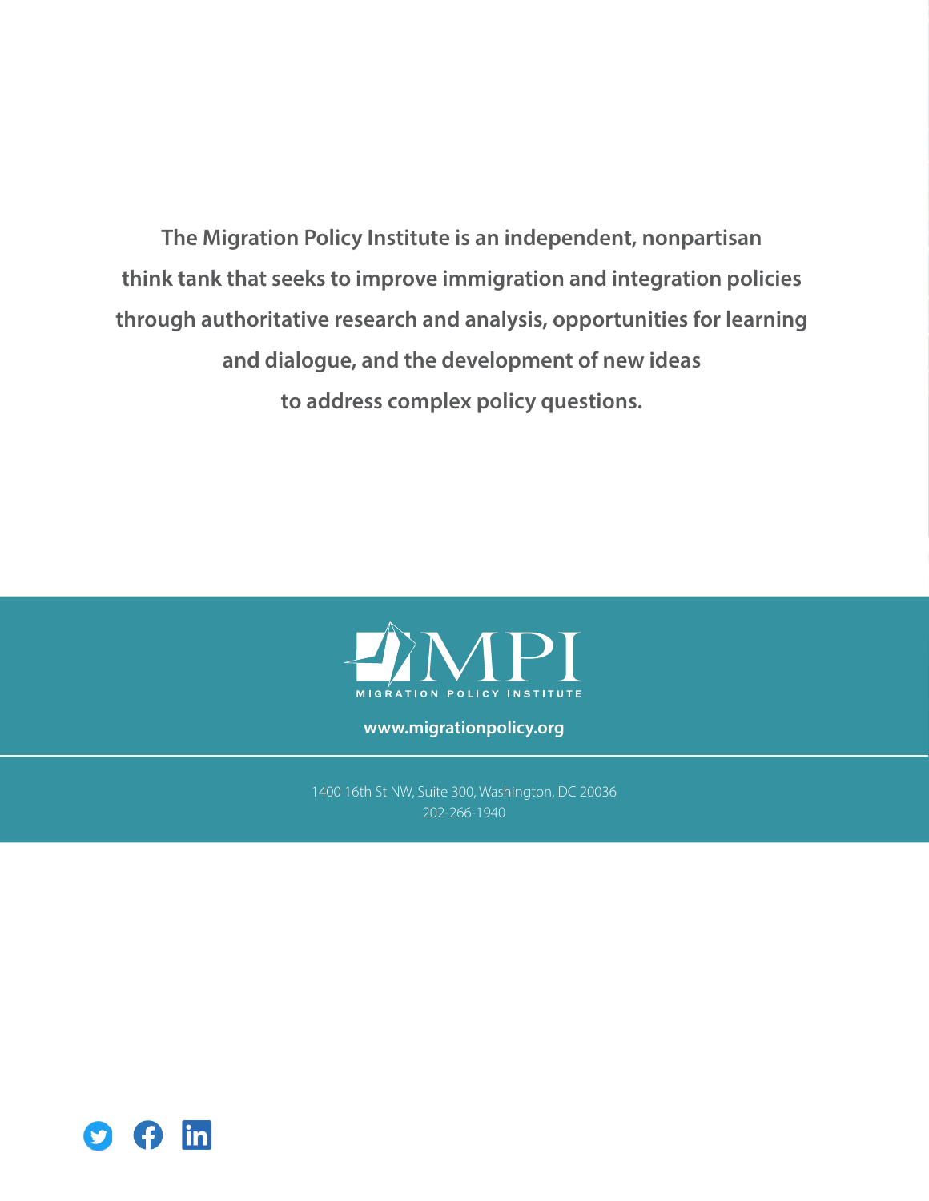**The Migration Policy Institute is an independent, nonpartisan think tank that seeks to improve immigration and integration policies through authoritative research and analysis, opportunities for learning and dialogue, and the development of new ideas to address complex policy questions.**

MPI

MIGRATION POLICY INSTITUTE

**www.migrationpolicy.org**

1400 16th St NW, Suite 300, Washington, DC 20036

202-266-1940